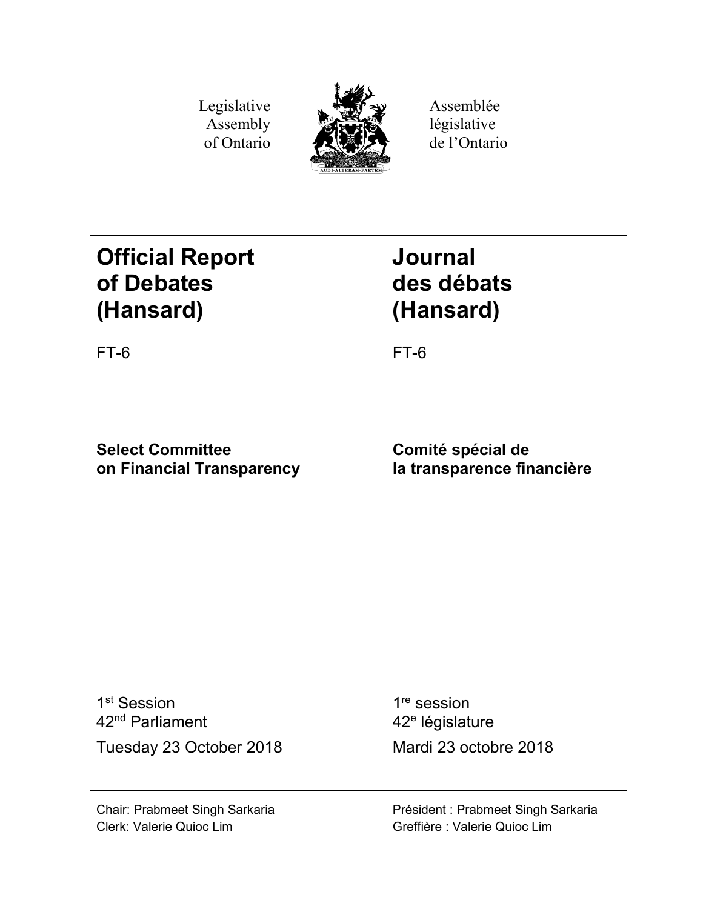Legislative Assembly of Ontario

Assemblée législative de l'Ontario

# Official Report of Debates (Hansard)

# Journal des débats (Hansard)

FT-6

FT-6

**Select Committee on Financial Transparency**

**Comité spécial de la transparence financière**

1st Session
42nd Parliament

Tuesday 23 October 2018

1re session
42e législature

Mardi 23 octobre 2018

Chair: Prabmeet Singh Sarkaria
Clerk: Valerie Quioc Lim

Président : Prabmeet Singh Sarkaria
Greffière : Valerie Quioc Lim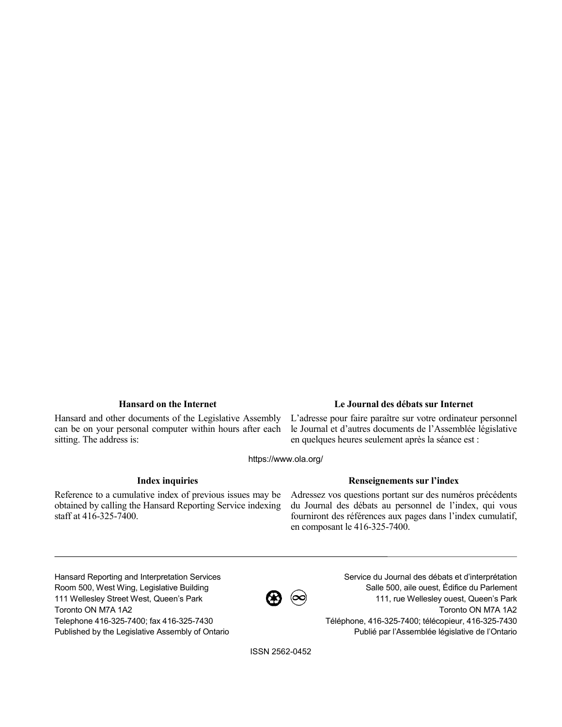### Hansard on the Internet

Hansard and other documents of the Legislative Assembly can be on your personal computer within hours after each sitting. The address is:

### Le Journal des débats sur Internet

L'adresse pour faire paraître sur votre ordinateur personnel le Journal et d'autres documents de l'Assemblée législative en quelques heures seulement après la séance est :

https://www.ola.org/

### Index inquiries

Reference to a cumulative index of previous issues may be obtained by calling the Hansard Reporting Service indexing staff at 416-325-7400.

### Renseignements sur l'index

Adressez vos questions portant sur des numéros précédents du Journal des débats au personnel de l'index, qui vous fourniront des références aux pages dans l'index cumulatif, en composant le 416-325-7400.

---

Hansard Reporting and Interpretation Services
Room 500, West Wing, Legislative Building
111 Wellesley Street West, Queen's Park
Toronto ON M7A 1A2
Telephone 416-325-7400; fax 416-325-7430
Published by the Legislative Assembly of Ontario

Service du Journal des débats et d'interprétation
Salle 500, aile ouest, Édifice du Parlement
111, rue Wellesley ouest, Queen's Park
Toronto ON M7A 1A2
Téléphone, 416-325-7400; télécopieur, 416-325-7430
Publié par l'Assemblée législative de l'Ontario

ISSN 2562-0452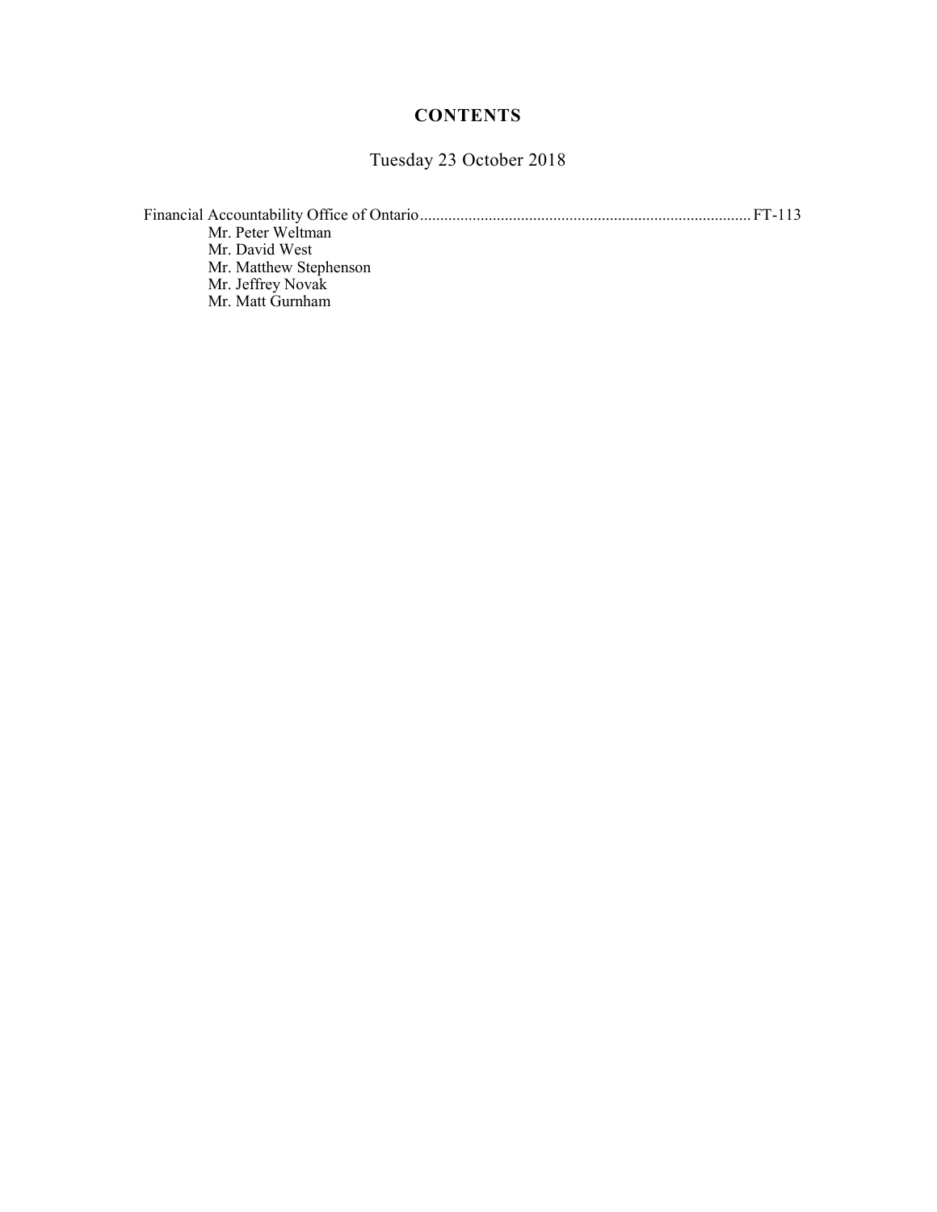# CONTENTS

Tuesday 23 October 2018

Financial Accountability Office of Ontario ........................................ FT-113

Mr. Peter Weltman
Mr. David West
Mr. Matthew Stephenson
Mr. Jeffrey Novak
Mr. Matt Gurnham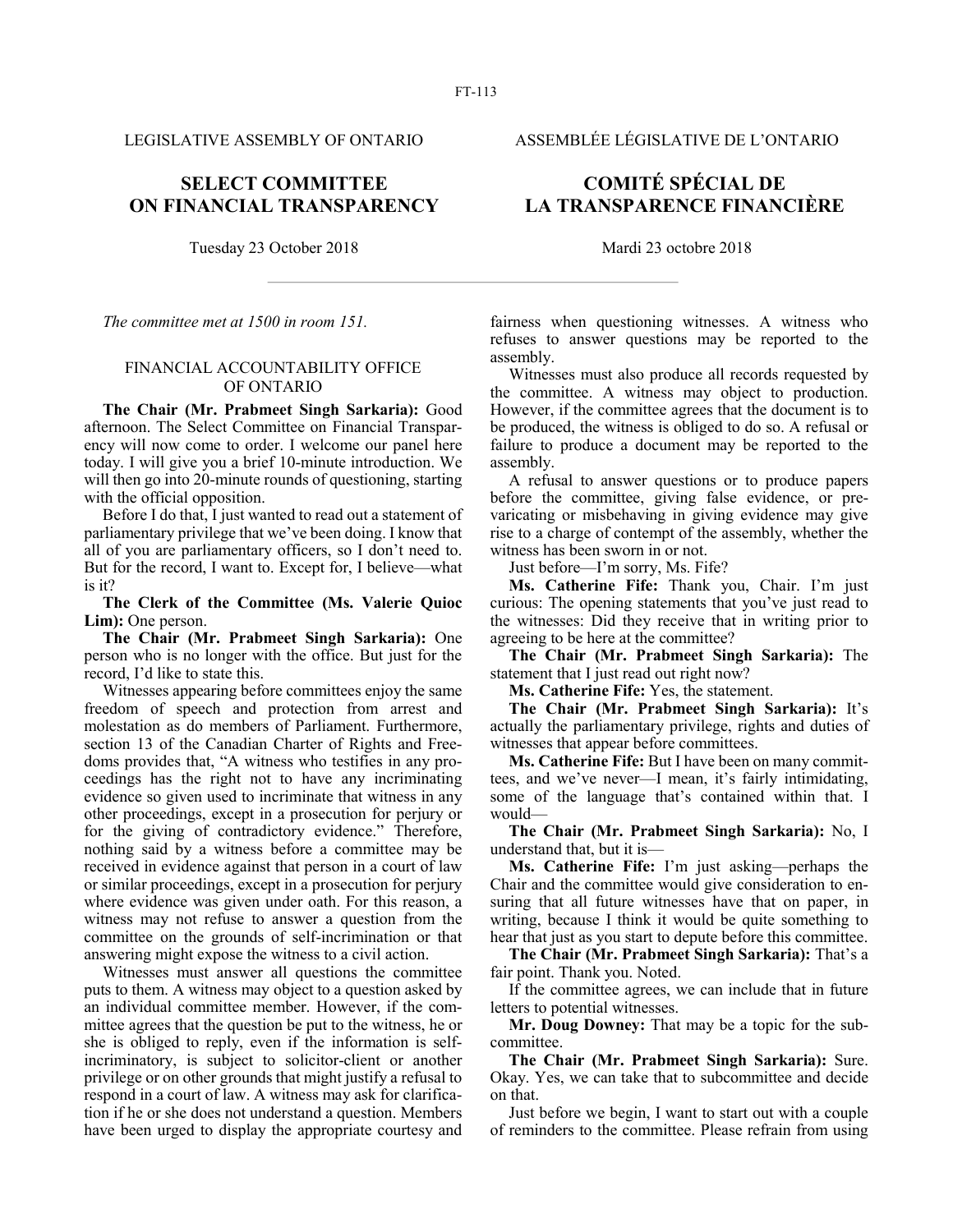LEGISLATIVE ASSEMBLY OF ONTARIO

ASSEMBLÉE LÉGISLATIVE DE L'ONTARIO

# SELECT COMMITTEE ON FINANCIAL TRANSPARENCY

# COMITÉ SPÉCIAL DE LA TRANSPARENCE FINANCIÈRE

Tuesday 23 October 2018

Mardi 23 octobre 2018

*The committee met at 1500 in room 151.*

## FINANCIAL ACCOUNTABILITY OFFICE OF ONTARIO

**The Chair (Mr. Prabmeet Singh Sarkaria):** Good afternoon. The Select Committee on Financial Transparency will now come to order. I welcome our panel here today. I will give you a brief 10-minute introduction. We will then go into 20-minute rounds of questioning, starting with the official opposition.

Before I do that, I just wanted to read out a statement of parliamentary privilege that we've been doing. I know that all of you are parliamentary officers, so I don't need to. But for the record, I want to. Except for, I believe—what is it?

**The Clerk of the Committee (Ms. Valerie Quioc Lim):** One person.

**The Chair (Mr. Prabmeet Singh Sarkaria):** One person who is no longer with the office. But just for the record, I'd like to state this.

Witnesses appearing before committees enjoy the same freedom of speech and protection from arrest and molestation as do members of Parliament. Furthermore, section 13 of the Canadian Charter of Rights and Freedoms provides that, "A witness who testifies in any proceedings has the right not to have any incriminating evidence so given used to incriminate that witness in any other proceedings, except in a prosecution for perjury or for the giving of contradictory evidence." Therefore, nothing said by a witness before a committee may be received in evidence against that person in a court of law or similar proceedings, except in a prosecution for perjury where evidence was given under oath. For this reason, a witness may not refuse to answer a question from the committee on the grounds of self-incrimination or that answering might expose the witness to a civil action.

Witnesses must answer all questions the committee puts to them. A witness may object to a question asked by an individual committee member. However, if the committee agrees that the question be put to the witness, he or she is obliged to reply, even if the information is self-incriminatory, is subject to solicitor-client or another privilege or on other grounds that might justify a refusal to respond in a court of law. A witness may ask for clarification if he or she does not understand a question. Members have been urged to display the appropriate courtesy and fairness when questioning witnesses. A witness who refuses to answer questions may be reported to the assembly.

Witnesses must also produce all records requested by the committee. A witness may object to production. However, if the committee agrees that the document is to be produced, the witness is obliged to do so. A refusal or failure to produce a document may be reported to the assembly.

A refusal to answer questions or to produce papers before the committee, giving false evidence, or prevaricating or misbehaving in giving evidence may give rise to a charge of contempt of the assembly, whether the witness has been sworn in or not.

Just before—I'm sorry, Ms. Fife?

**Ms. Catherine Fife:** Thank you, Chair. I'm just curious: The opening statements that you've just read to the witnesses: Did they receive that in writing prior to agreeing to be here at the committee?

**The Chair (Mr. Prabmeet Singh Sarkaria):** The statement that I just read out right now?

**Ms. Catherine Fife:** Yes, the statement.

**The Chair (Mr. Prabmeet Singh Sarkaria):** It's actually the parliamentary privilege, rights and duties of witnesses that appear before committees.

**Ms. Catherine Fife:** But I have been on many committees, and we've never—I mean, it's fairly intimidating, some of the language that's contained within that. I would—

**The Chair (Mr. Prabmeet Singh Sarkaria):** No, I understand that, but it is—

**Ms. Catherine Fife:** I'm just asking—perhaps the Chair and the committee would give consideration to ensuring that all future witnesses have that on paper, in writing, because I think it would be quite something to hear that just as you start to depute before this committee.

**The Chair (Mr. Prabmeet Singh Sarkaria):** That's a fair point. Thank you. Noted.

If the committee agrees, we can include that in future letters to potential witnesses.

**Mr. Doug Downey:** That may be a topic for the subcommittee.

**The Chair (Mr. Prabmeet Singh Sarkaria):** Sure. Okay. Yes, we can take that to subcommittee and decide on that.

Just before we begin, I want to start out with a couple of reminders to the committee. Please refrain from using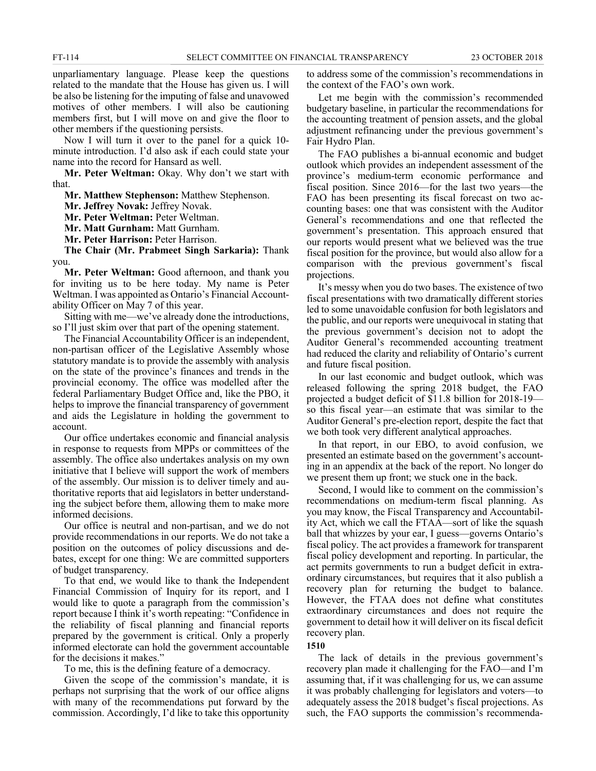unparliamentary language. Please keep the questions related to the mandate that the House has given us. I will be also be listening for the imputing of false and unavowed motives of other members. I will also be cautioning members first, but I will move on and give the floor to other members if the questioning persists.

Now I will turn it over to the panel for a quick 10-minute introduction. I'd also ask if each could state your name into the record for Hansard as well.

**Mr. Peter Weltman:** Okay. Why don't we start with that.

**Mr. Matthew Stephenson:** Matthew Stephenson.

**Mr. Jeffrey Novak:** Jeffrey Novak.

**Mr. Peter Weltman:** Peter Weltman.

**Mr. Matt Gurnham:** Matt Gurnham.

**Mr. Peter Harrison:** Peter Harrison.

**The Chair (Mr. Prabmeet Singh Sarkaria):** Thank you.

**Mr. Peter Weltman:** Good afternoon, and thank you for inviting us to be here today. My name is Peter Weltman. I was appointed as Ontario's Financial Accountability Officer on May 7 of this year.

Sitting with me—we've already done the introductions, so I'll just skim over that part of the opening statement.

The Financial Accountability Officer is an independent, non-partisan officer of the Legislative Assembly whose statutory mandate is to provide the assembly with analysis on the state of the province's finances and trends in the provincial economy. The office was modelled after the federal Parliamentary Budget Office and, like the PBO, it helps to improve the financial transparency of government and aids the Legislature in holding the government to account.

Our office undertakes economic and financial analysis in response to requests from MPPs or committees of the assembly. The office also undertakes analysis on my own initiative that I believe will support the work of members of the assembly. Our mission is to deliver timely and authoritative reports that aid legislators in better understanding the subject before them, allowing them to make more informed decisions.

Our office is neutral and non-partisan, and we do not provide recommendations in our reports. We do not take a position on the outcomes of policy discussions and debates, except for one thing: We are committed supporters of budget transparency.

To that end, we would like to thank the Independent Financial Commission of Inquiry for its report, and I would like to quote a paragraph from the commission's report because I think it's worth repeating: "Confidence in the reliability of fiscal planning and financial reports prepared by the government is critical. Only a properly informed electorate can hold the government accountable for the decisions it makes."

To me, this is the defining feature of a democracy.

Given the scope of the commission's mandate, it is perhaps not surprising that the work of our office aligns with many of the recommendations put forward by the commission. Accordingly, I'd like to take this opportunity to address some of the commission's recommendations in the context of the FAO's own work.

Let me begin with the commission's recommended budgetary baseline, in particular the recommendations for the accounting treatment of pension assets, and the global adjustment refinancing under the previous government's Fair Hydro Plan.

The FAO publishes a bi-annual economic and budget outlook which provides an independent assessment of the province's medium-term economic performance and fiscal position. Since 2016—for the last two years—the FAO has been presenting its fiscal forecast on two accounting bases: one that was consistent with the Auditor General's recommendations and one that reflected the government's presentation. This approach ensured that our reports would present what we believed was the true fiscal position for the province, but would also allow for a comparison with the previous government's fiscal projections.

It's messy when you do two bases. The existence of two fiscal presentations with two dramatically different stories led to some unavoidable confusion for both legislators and the public, and our reports were unequivocal in stating that the previous government's decision not to adopt the Auditor General's recommended accounting treatment had reduced the clarity and reliability of Ontario's current and future fiscal position.

In our last economic and budget outlook, which was released following the spring 2018 budget, the FAO projected a budget deficit of $11.8 billion for 2018-19—so this fiscal year—an estimate that was similar to the Auditor General's pre-election report, despite the fact that we both took very different analytical approaches.

In that report, in our EBO, to avoid confusion, we presented an estimate based on the government's accounting in an appendix at the back of the report. No longer do we present them up front; we stuck one in the back.

Second, I would like to comment on the commission's recommendations on medium-term fiscal planning. As you may know, the Fiscal Transparency and Accountability Act, which we call the FTAA—sort of like the squash ball that whizzes by your ear, I guess—governs Ontario's fiscal policy. The act provides a framework for transparent fiscal policy development and reporting. In particular, the act permits governments to run a budget deficit in extraordinary circumstances, but requires that it also publish a recovery plan for returning the budget to balance. However, the FTAA does not define what constitutes extraordinary circumstances and does not require the government to detail how it will deliver on its fiscal deficit recovery plan.

**1510**

The lack of details in the previous government's recovery plan made it challenging for the FAO—and I'm assuming that, if it was challenging for us, we can assume it was probably challenging for legislators and voters—to adequately assess the 2018 budget's fiscal projections. As such, the FAO supports the commission's recommenda-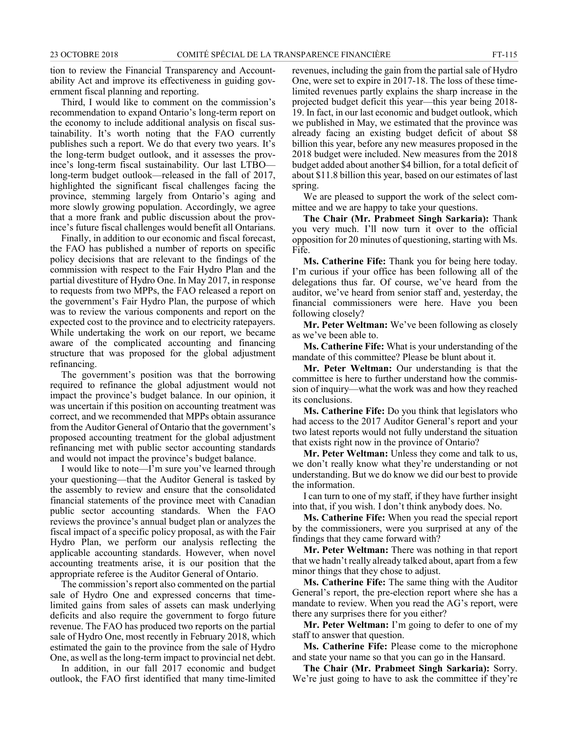tion to review the Financial Transparency and Accountability Act and improve its effectiveness in guiding government fiscal planning and reporting.

Third, I would like to comment on the commission's recommendation to expand Ontario's long-term report on the economy to include additional analysis on fiscal sustainability. It's worth noting that the FAO currently publishes such a report. We do that every two years. It's the long-term budget outlook, and it assesses the province's long-term fiscal sustainability. Our last LTBO—long-term budget outlook—released in the fall of 2017, highlighted the significant fiscal challenges facing the province, stemming largely from Ontario's aging and more slowly growing population. Accordingly, we agree that a more frank and public discussion about the province's future fiscal challenges would benefit all Ontarians.

Finally, in addition to our economic and fiscal forecast, the FAO has published a number of reports on specific policy decisions that are relevant to the findings of the commission with respect to the Fair Hydro Plan and the partial divestiture of Hydro One. In May 2017, in response to requests from two MPPs, the FAO released a report on the government's Fair Hydro Plan, the purpose of which was to review the various components and report on the expected cost to the province and to electricity ratepayers. While undertaking the work on our report, we became aware of the complicated accounting and financing structure that was proposed for the global adjustment refinancing.

The government's position was that the borrowing required to refinance the global adjustment would not impact the province's budget balance. In our opinion, it was uncertain if this position on accounting treatment was correct, and we recommended that MPPs obtain assurance from the Auditor General of Ontario that the government's proposed accounting treatment for the global adjustment refinancing met with public sector accounting standards and would not impact the province's budget balance.

I would like to note—I'm sure you've learned through your questioning—that the Auditor General is tasked by the assembly to review and ensure that the consolidated financial statements of the province meet with Canadian public sector accounting standards. When the FAO reviews the province's annual budget plan or analyzes the fiscal impact of a specific policy proposal, as with the Fair Hydro Plan, we perform our analysis reflecting the applicable accounting standards. However, when novel accounting treatments arise, it is our position that the appropriate referee is the Auditor General of Ontario.

The commission's report also commented on the partial sale of Hydro One and expressed concerns that time-limited gains from sales of assets can mask underlying deficits and also require the government to forgo future revenue. The FAO has produced two reports on the partial sale of Hydro One, most recently in February 2018, which estimated the gain to the province from the sale of Hydro One, as well as the long-term impact to provincial net debt.

In addition, in our fall 2017 economic and budget outlook, the FAO first identified that many time-limited revenues, including the gain from the partial sale of Hydro One, were set to expire in 2017-18. The loss of these time-limited revenues partly explains the sharp increase in the projected budget deficit this year—this year being 2018-19. In fact, in our last economic and budget outlook, which we published in May, we estimated that the province was already facing an existing budget deficit of about $8 billion this year, before any new measures proposed in the 2018 budget were included. New measures from the 2018 budget added about another $4 billion, for a total deficit of about $11.8 billion this year, based on our estimates of last spring.

We are pleased to support the work of the select committee and we are happy to take your questions.

**The Chair (Mr. Prabmeet Singh Sarkaria):** Thank you very much. I'll now turn it over to the official opposition for 20 minutes of questioning, starting with Ms. Fife.

**Ms. Catherine Fife:** Thank you for being here today. I'm curious if your office has been following all of the delegations thus far. Of course, we've heard from the auditor, we've heard from senior staff and, yesterday, the financial commissioners were here. Have you been following closely?

**Mr. Peter Weltman:** We've been following as closely as we've been able to.

**Ms. Catherine Fife:** What is your understanding of the mandate of this committee? Please be blunt about it.

**Mr. Peter Weltman:** Our understanding is that the committee is here to further understand how the commission of inquiry—what the work was and how they reached its conclusions.

**Ms. Catherine Fife:** Do you think that legislators who had access to the 2017 Auditor General's report and your two latest reports would not fully understand the situation that exists right now in the province of Ontario?

**Mr. Peter Weltman:** Unless they come and talk to us, we don't really know what they're understanding or not understanding. But we do know we did our best to provide the information.

I can turn to one of my staff, if they have further insight into that, if you wish. I don't think anybody does. No.

**Ms. Catherine Fife:** When you read the special report by the commissioners, were you surprised at any of the findings that they came forward with?

**Mr. Peter Weltman:** There was nothing in that report that we hadn't really already talked about, apart from a few minor things that they chose to adjust.

**Ms. Catherine Fife:** The same thing with the Auditor General's report, the pre-election report where she has a mandate to review. When you read the AG's report, were there any surprises there for you either?

**Mr. Peter Weltman:** I'm going to defer to one of my staff to answer that question.

**Ms. Catherine Fife:** Please come to the microphone and state your name so that you can go in the Hansard.

**The Chair (Mr. Prabmeet Singh Sarkaria):** Sorry. We're just going to have to ask the committee if they're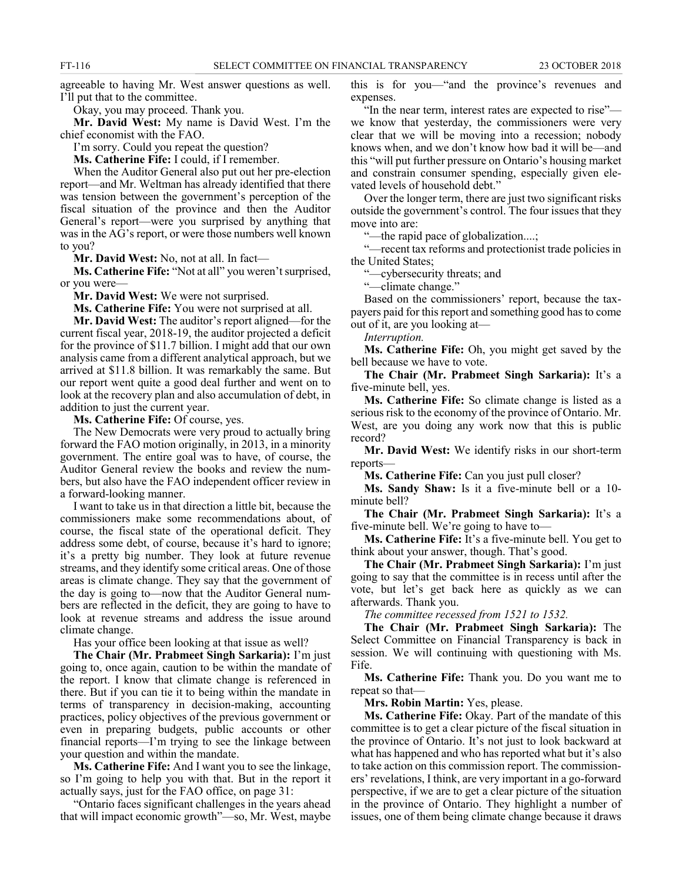agreeable to having Mr. West answer questions as well. I'll put that to the committee.

Okay, you may proceed. Thank you.

**Mr. David West:** My name is David West. I'm the chief economist with the FAO.

I'm sorry. Could you repeat the question?

**Ms. Catherine Fife:** I could, if I remember.

When the Auditor General also put out her pre-election report—and Mr. Weltman has already identified that there was tension between the government's perception of the fiscal situation of the province and then the Auditor General's report—were you surprised by anything that was in the AG's report, or were those numbers well known to you?

**Mr. David West:** No, not at all. In fact—

**Ms. Catherine Fife:** "Not at all" you weren't surprised, or you were—

**Mr. David West:** We were not surprised.

**Ms. Catherine Fife:** You were not surprised at all.

**Mr. David West:** The auditor's report aligned—for the current fiscal year, 2018-19, the auditor projected a deficit for the province of $11.7 billion. I might add that our own analysis came from a different analytical approach, but we arrived at $11.8 billion. It was remarkably the same. But our report went quite a good deal further and went on to look at the recovery plan and also accumulation of debt, in addition to just the current year.

**Ms. Catherine Fife:** Of course, yes.

The New Democrats were very proud to actually bring forward the FAO motion originally, in 2013, in a minority government. The entire goal was to have, of course, the Auditor General review the books and review the numbers, but also have the FAO independent officer review in a forward-looking manner.

I want to take us in that direction a little bit, because the commissioners make some recommendations about, of course, the fiscal state of the operational deficit. They address some debt, of course, because it's hard to ignore; it's a pretty big number. They look at future revenue streams, and they identify some critical areas. One of those areas is climate change. They say that the government of the day is going to—now that the Auditor General numbers are reflected in the deficit, they are going to have to look at revenue streams and address the issue around climate change.

Has your office been looking at that issue as well?

**The Chair (Mr. Prabmeet Singh Sarkaria):** I'm just going to, once again, caution to be within the mandate of the report. I know that climate change is referenced in there. But if you can tie it to being within the mandate in terms of transparency in decision-making, accounting practices, policy objectives of the previous government or even in preparing budgets, public accounts or other financial reports—I'm trying to see the linkage between your question and within the mandate.

**Ms. Catherine Fife:** And I want you to see the linkage, so I'm going to help you with that. But in the report it actually says, just for the FAO office, on page 31:

"Ontario faces significant challenges in the years ahead that will impact economic growth"—so, Mr. West, maybe this is for you—"and the province's revenues and expenses.

"In the near term, interest rates are expected to rise"—we know that yesterday, the commissioners were very clear that we will be moving into a recession; nobody knows when, and we don't know how bad it will be—and this "will put further pressure on Ontario's housing market and constrain consumer spending, especially given elevated levels of household debt."

Over the longer term, there are just two significant risks outside the government's control. The four issues that they move into are:

"—the rapid pace of globalization....;

"—recent tax reforms and protectionist trade policies in the United States;

"—cybersecurity threats; and

"—climate change."

Based on the commissioners' report, because the taxpayers paid for this report and something good has to come out of it, are you looking at—

*Interruption.*

**Ms. Catherine Fife:** Oh, you might get saved by the bell because we have to vote.

**The Chair (Mr. Prabmeet Singh Sarkaria):** It's a five-minute bell, yes.

**Ms. Catherine Fife:** So climate change is listed as a serious risk to the economy of the province of Ontario. Mr. West, are you doing any work now that this is public record?

**Mr. David West:** We identify risks in our short-term reports—

**Ms. Catherine Fife:** Can you just pull closer?

**Ms. Sandy Shaw:** Is it a five-minute bell or a 10-minute bell?

**The Chair (Mr. Prabmeet Singh Sarkaria):** It's a five-minute bell. We're going to have to—

**Ms. Catherine Fife:** It's a five-minute bell. You get to think about your answer, though. That's good.

**The Chair (Mr. Prabmeet Singh Sarkaria):** I'm just going to say that the committee is in recess until after the vote, but let's get back here as quickly as we can afterwards. Thank you.

*The committee recessed from 1521 to 1532.*

**The Chair (Mr. Prabmeet Singh Sarkaria):** The Select Committee on Financial Transparency is back in session. We will continuing with questioning with Ms. Fife.

**Ms. Catherine Fife:** Thank you. Do you want me to repeat so that—

**Mrs. Robin Martin:** Yes, please.

**Ms. Catherine Fife:** Okay. Part of the mandate of this committee is to get a clear picture of the fiscal situation in the province of Ontario. It's not just to look backward at what has happened and who has reported what but it's also to take action on this commission report. The commissioners' revelations, I think, are very important in a go-forward perspective, if we are to get a clear picture of the situation in the province of Ontario. They highlight a number of issues, one of them being climate change because it draws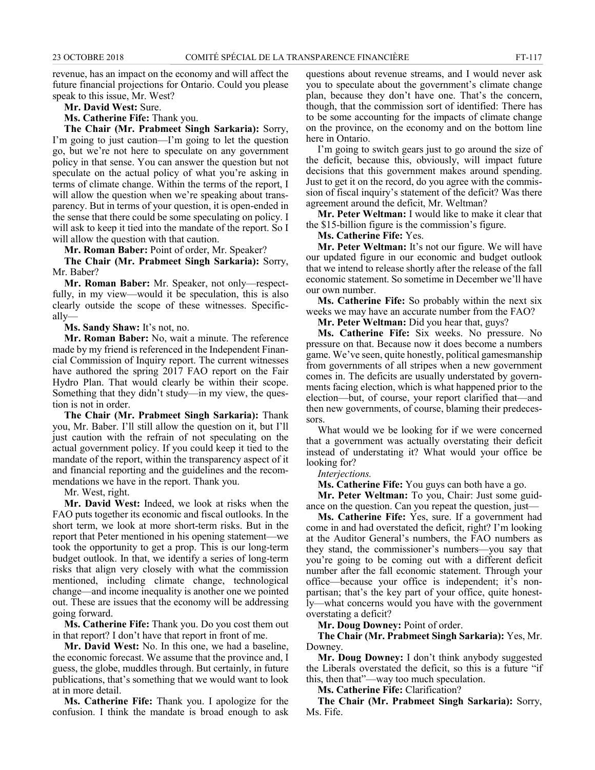revenue, has an impact on the economy and will affect the future financial projections for Ontario. Could you please speak to this issue, Mr. West?

**Mr. David West:** Sure.

**Ms. Catherine Fife:** Thank you.

**The Chair (Mr. Prabmeet Singh Sarkaria):** Sorry, I'm going to just caution—I'm going to let the question go, but we're not here to speculate on any government policy in that sense. You can answer the question but not speculate on the actual policy of what you're asking in terms of climate change. Within the terms of the report, I will allow the question when we're speaking about transparency. But in terms of your question, it is open-ended in the sense that there could be some speculating on policy. I will ask to keep it tied into the mandate of the report. So I will allow the question with that caution.

**Mr. Roman Baber:** Point of order, Mr. Speaker?

**The Chair (Mr. Prabmeet Singh Sarkaria):** Sorry, Mr. Baber?

**Mr. Roman Baber:** Mr. Speaker, not only—respectfully, in my view—would it be speculation, this is also clearly outside the scope of these witnesses. Specifically—

**Ms. Sandy Shaw:** It's not, no.

**Mr. Roman Baber:** No, wait a minute. The reference made by my friend is referenced in the Independent Financial Commission of Inquiry report. The current witnesses have authored the spring 2017 FAO report on the Fair Hydro Plan. That would clearly be within their scope. Something that they didn't study—in my view, the question is not in order.

**The Chair (Mr. Prabmeet Singh Sarkaria):** Thank you, Mr. Baber. I'll still allow the question on it, but I'll just caution with the refrain of not speculating on the actual government policy. If you could keep it tied to the mandate of the report, within the transparency aspect of it and financial reporting and the guidelines and the recommendations we have in the report. Thank you.

Mr. West, right.

**Mr. David West:** Indeed, we look at risks when the FAO puts together its economic and fiscal outlooks. In the short term, we look at more short-term risks. But in the report that Peter mentioned in his opening statement—we took the opportunity to get a prop. This is our long-term budget outlook. In that, we identify a series of long-term risks that align very closely with what the commission mentioned, including climate change, technological change—and income inequality is another one we pointed out. These are issues that the economy will be addressing going forward.

**Ms. Catherine Fife:** Thank you. Do you cost them out in that report? I don't have that report in front of me.

**Mr. David West:** No. In this one, we had a baseline, the economic forecast. We assume that the province and, I guess, the globe, muddles through. But certainly, in future publications, that's something that we would want to look at in more detail.

**Ms. Catherine Fife:** Thank you. I apologize for the confusion. I think the mandate is broad enough to ask questions about revenue streams, and I would never ask you to speculate about the government's climate change plan, because they don't have one. That's the concern, though, that the commission sort of identified: There has to be some accounting for the impacts of climate change on the province, on the economy and on the bottom line here in Ontario.

I'm going to switch gears just to go around the size of the deficit, because this, obviously, will impact future decisions that this government makes around spending. Just to get it on the record, do you agree with the commission of fiscal inquiry's statement of the deficit? Was there agreement around the deficit, Mr. Weltman?

**Mr. Peter Weltman:** I would like to make it clear that the $15-billion figure is the commission's figure.

**Ms. Catherine Fife:** Yes.

**Mr. Peter Weltman:** It's not our figure. We will have our updated figure in our economic and budget outlook that we intend to release shortly after the release of the fall economic statement. So sometime in December we'll have our own number.

**Ms. Catherine Fife:** So probably within the next six weeks we may have an accurate number from the FAO?

**Mr. Peter Weltman:** Did you hear that, guys?

**Ms. Catherine Fife:** Six weeks. No pressure. No pressure on that. Because now it does become a numbers game. We've seen, quite honestly, political gamesmanship from governments of all stripes when a new government comes in. The deficits are usually understated by governments facing election, which is what happened prior to the election—but, of course, your report clarified that—and then new governments, of course, blaming their predecessors.

What would we be looking for if we were concerned that a government was actually overstating their deficit instead of understating it? What would your office be looking for?

*Interjections.*

**Ms. Catherine Fife:** You guys can both have a go.

**Mr. Peter Weltman:** To you, Chair: Just some guidance on the question. Can you repeat the question, just—

**Ms. Catherine Fife:** Yes, sure. If a government had come in and had overstated the deficit, right? I'm looking at the Auditor General's numbers, the FAO numbers as they stand, the commissioner's numbers—you say that you're going to be coming out with a different deficit number after the fall economic statement. Through your office—because your office is independent; it's non-partisan; that's the key part of your office, quite honestly—what concerns would you have with the government overstating a deficit?

**Mr. Doug Downey:** Point of order.

**The Chair (Mr. Prabmeet Singh Sarkaria):** Yes, Mr. Downey.

**Mr. Doug Downey:** I don't think anybody suggested the Liberals overstated the deficit, so this is a future "if this, then that"—way too much speculation.

**Ms. Catherine Fife:** Clarification?

**The Chair (Mr. Prabmeet Singh Sarkaria):** Sorry, Ms. Fife.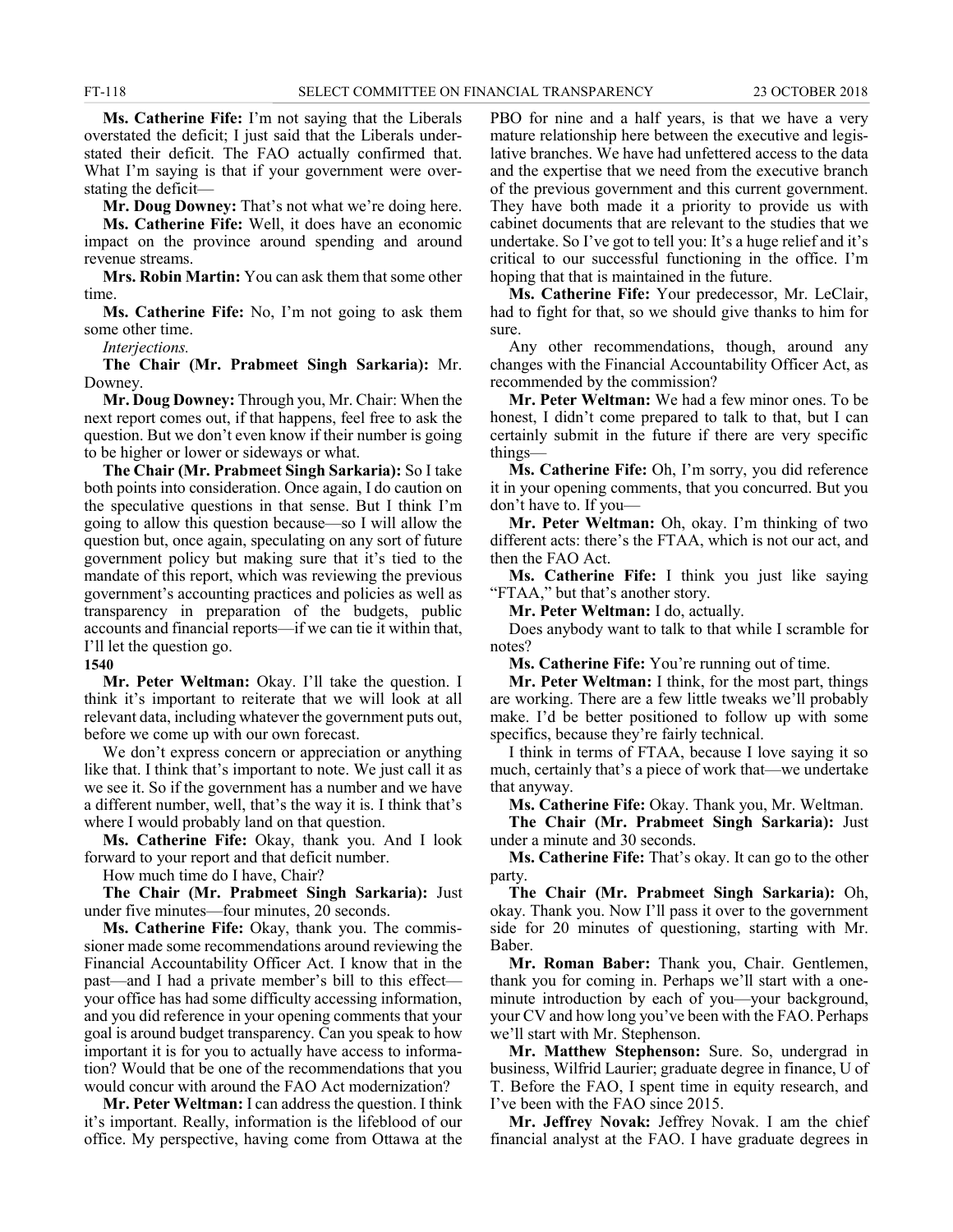**Ms. Catherine Fife:** I'm not saying that the Liberals overstated the deficit; I just said that the Liberals understated their deficit. The FAO actually confirmed that. What I'm saying is that if your government were overstating the deficit—

**Mr. Doug Downey:** That's not what we're doing here.

**Ms. Catherine Fife:** Well, it does have an economic impact on the province around spending and around revenue streams.

**Mrs. Robin Martin:** You can ask them that some other time.

**Ms. Catherine Fife:** No, I'm not going to ask them some other time.

*Interjections.*

**The Chair (Mr. Prabmeet Singh Sarkaria):** Mr. Downey.

**Mr. Doug Downey:** Through you, Mr. Chair: When the next report comes out, if that happens, feel free to ask the question. But we don't even know if their number is going to be higher or lower or sideways or what.

**The Chair (Mr. Prabmeet Singh Sarkaria):** So I take both points into consideration. Once again, I do caution on the speculative questions in that sense. But I think I'm going to allow this question because—so I will allow the question but, once again, speculating on any sort of future government policy but making sure that it's tied to the mandate of this report, which was reviewing the previous government's accounting practices and policies as well as transparency in preparation of the budgets, public accounts and financial reports—if we can tie it within that, I'll let the question go.

**1540**

**Mr. Peter Weltman:** Okay. I'll take the question. I think it's important to reiterate that we will look at all relevant data, including whatever the government puts out, before we come up with our own forecast.

We don't express concern or appreciation or anything like that. I think that's important to note. We just call it as we see it. So if the government has a number and we have a different number, well, that's the way it is. I think that's where I would probably land on that question.

**Ms. Catherine Fife:** Okay, thank you. And I look forward to your report and that deficit number.

How much time do I have, Chair?

**The Chair (Mr. Prabmeet Singh Sarkaria):** Just under five minutes—four minutes, 20 seconds.

**Ms. Catherine Fife:** Okay, thank you. The commissioner made some recommendations around reviewing the Financial Accountability Officer Act. I know that in the past—and I had a private member's bill to this effect—your office has had some difficulty accessing information, and you did reference in your opening comments that your goal is around budget transparency. Can you speak to how important it is for you to actually have access to information? Would that be one of the recommendations that you would concur with around the FAO Act modernization?

**Mr. Peter Weltman:** I can address the question. I think it's important. Really, information is the lifeblood of our office. My perspective, having come from Ottawa at the PBO for nine and a half years, is that we have a very mature relationship here between the executive and legislative branches. We have had unfettered access to the data and the expertise that we need from the executive branch of the previous government and this current government. They have both made it a priority to provide us with cabinet documents that are relevant to the studies that we undertake. So I've got to tell you: It's a huge relief and it's critical to our successful functioning in the office. I'm hoping that that is maintained in the future.

**Ms. Catherine Fife:** Your predecessor, Mr. LeClair, had to fight for that, so we should give thanks to him for sure.

Any other recommendations, though, around any changes with the Financial Accountability Officer Act, as recommended by the commission?

**Mr. Peter Weltman:** We had a few minor ones. To be honest, I didn't come prepared to talk to that, but I can certainly submit in the future if there are very specific things—

**Ms. Catherine Fife:** Oh, I'm sorry, you did reference it in your opening comments, that you concurred. But you don't have to. If you—

**Mr. Peter Weltman:** Oh, okay. I'm thinking of two different acts: there's the FTAA, which is not our act, and then the FAO Act.

**Ms. Catherine Fife:** I think you just like saying "FTAA," but that's another story.

**Mr. Peter Weltman:** I do, actually.

Does anybody want to talk to that while I scramble for notes?

**Ms. Catherine Fife:** You're running out of time.

**Mr. Peter Weltman:** I think, for the most part, things are working. There are a few little tweaks we'll probably make. I'd be better positioned to follow up with some specifics, because they're fairly technical.

I think in terms of FTAA, because I love saying it so much, certainly that's a piece of work that—we undertake that anyway.

**Ms. Catherine Fife:** Okay. Thank you, Mr. Weltman.

**The Chair (Mr. Prabmeet Singh Sarkaria):** Just under a minute and 30 seconds.

**Ms. Catherine Fife:** That's okay. It can go to the other party.

**The Chair (Mr. Prabmeet Singh Sarkaria):** Oh, okay. Thank you. Now I'll pass it over to the government side for 20 minutes of questioning, starting with Mr. Baber.

**Mr. Roman Baber:** Thank you, Chair. Gentlemen, thank you for coming in. Perhaps we'll start with a one-minute introduction by each of you—your background, your CV and how long you've been with the FAO. Perhaps we'll start with Mr. Stephenson.

**Mr. Matthew Stephenson:** Sure. So, undergrad in business, Wilfrid Laurier; graduate degree in finance, U of T. Before the FAO, I spent time in equity research, and I've been with the FAO since 2015.

**Mr. Jeffrey Novak:** Jeffrey Novak. I am the chief financial analyst at the FAO. I have graduate degrees in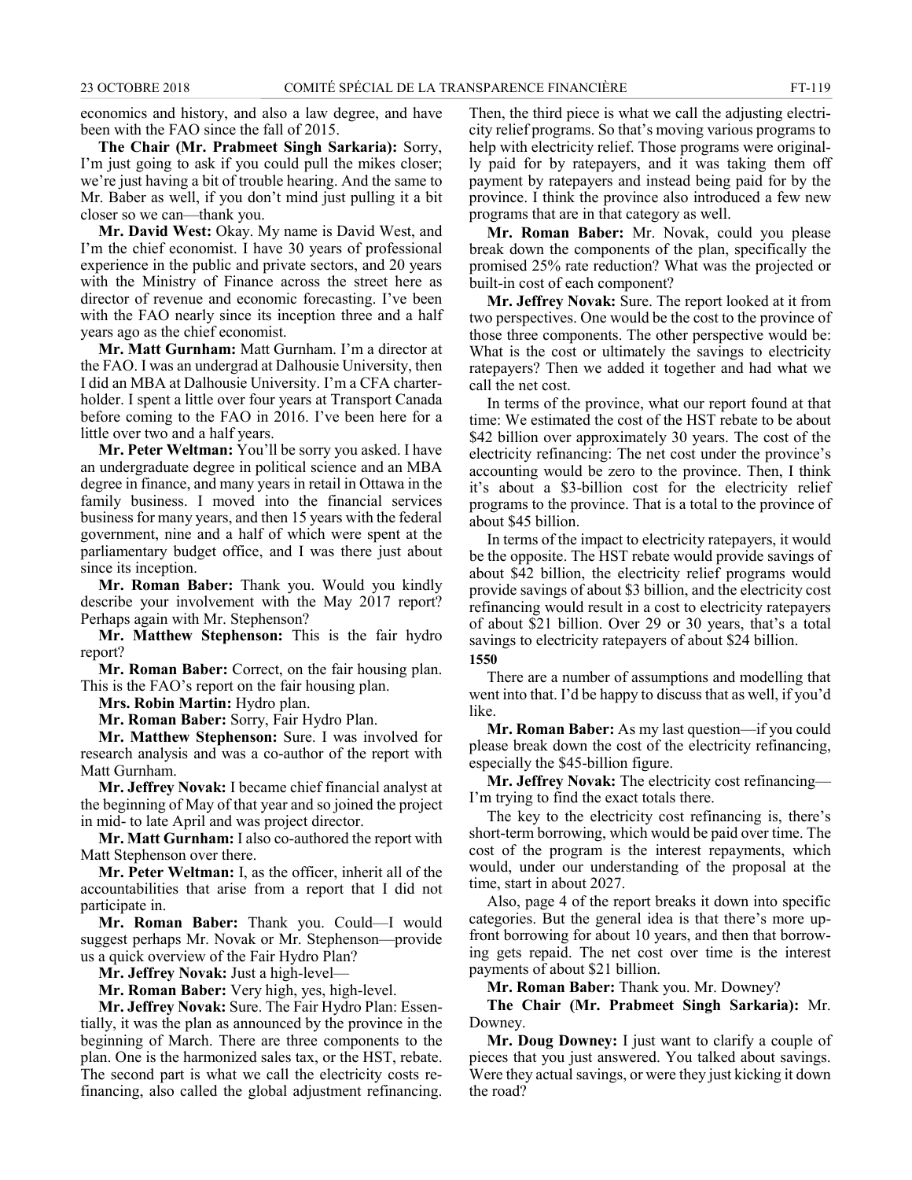economics and history, and also a law degree, and have been with the FAO since the fall of 2015.

**The Chair (Mr. Prabmeet Singh Sarkaria):** Sorry, I'm just going to ask if you could pull the mikes closer; we're just having a bit of trouble hearing. And the same to Mr. Baber as well, if you don't mind just pulling it a bit closer so we can—thank you.

**Mr. David West:** Okay. My name is David West, and I'm the chief economist. I have 30 years of professional experience in the public and private sectors, and 20 years with the Ministry of Finance across the street here as director of revenue and economic forecasting. I've been with the FAO nearly since its inception three and a half years ago as the chief economist.

**Mr. Matt Gurnham:** Matt Gurnham. I'm a director at the FAO. I was an undergrad at Dalhousie University, then I did an MBA at Dalhousie University. I'm a CFA charterholder. I spent a little over four years at Transport Canada before coming to the FAO in 2016. I've been here for a little over two and a half years.

**Mr. Peter Weltman:** You'll be sorry you asked. I have an undergraduate degree in political science and an MBA degree in finance, and many years in retail in Ottawa in the family business. I moved into the financial services business for many years, and then 15 years with the federal government, nine and a half of which were spent at the parliamentary budget office, and I was there just about since its inception.

**Mr. Roman Baber:** Thank you. Would you kindly describe your involvement with the May 2017 report? Perhaps again with Mr. Stephenson?

**Mr. Matthew Stephenson:** This is the fair hydro report?

**Mr. Roman Baber:** Correct, on the fair housing plan. This is the FAO's report on the fair housing plan.

**Mrs. Robin Martin:** Hydro plan.

**Mr. Roman Baber:** Sorry, Fair Hydro Plan.

**Mr. Matthew Stephenson:** Sure. I was involved for research analysis and was a co-author of the report with Matt Gurnham.

**Mr. Jeffrey Novak:** I became chief financial analyst at the beginning of May of that year and so joined the project in mid- to late April and was project director.

**Mr. Matt Gurnham:** I also co-authored the report with Matt Stephenson over there.

**Mr. Peter Weltman:** I, as the officer, inherit all of the accountabilities that arise from a report that I did not participate in.

**Mr. Roman Baber:** Thank you. Could—I would suggest perhaps Mr. Novak or Mr. Stephenson—provide us a quick overview of the Fair Hydro Plan?

**Mr. Jeffrey Novak:** Just a high-level—

**Mr. Roman Baber:** Very high, yes, high-level.

**Mr. Jeffrey Novak:** Sure. The Fair Hydro Plan: Essentially, it was the plan as announced by the province in the beginning of March. There are three components to the plan. One is the harmonized sales tax, or the HST, rebate. The second part is what we call the electricity costs refinancing, also called the global adjustment refinancing. Then, the third piece is what we call the adjusting electricity relief programs. So that's moving various programs to help with electricity relief. Those programs were originally paid for by ratepayers, and it was taking them off payment by ratepayers and instead being paid for by the province. I think the province also introduced a few new programs that are in that category as well.

**Mr. Roman Baber:** Mr. Novak, could you please break down the components of the plan, specifically the promised 25% rate reduction? What was the projected or built-in cost of each component?

**Mr. Jeffrey Novak:** Sure. The report looked at it from two perspectives. One would be the cost to the province of those three components. The other perspective would be: What is the cost or ultimately the savings to electricity ratepayers? Then we added it together and had what we call the net cost.

In terms of the province, what our report found at that time: We estimated the cost of the HST rebate to be about \$42 billion over approximately 30 years. The cost of the electricity refinancing: The net cost under the province's accounting would be zero to the province. Then, I think it's about a \$3-billion cost for the electricity relief programs to the province. That is a total to the province of about \$45 billion.

In terms of the impact to electricity ratepayers, it would be the opposite. The HST rebate would provide savings of about \$42 billion, the electricity relief programs would provide savings of about \$3 billion, and the electricity cost refinancing would result in a cost to electricity ratepayers of about \$21 billion. Over 29 or 30 years, that's a total savings to electricity ratepayers of about \$24 billion.

**1550**

There are a number of assumptions and modelling that went into that. I'd be happy to discuss that as well, if you'd like.

**Mr. Roman Baber:** As my last question—if you could please break down the cost of the electricity refinancing, especially the \$45-billion figure.

**Mr. Jeffrey Novak:** The electricity cost refinancing—I'm trying to find the exact totals there.

The key to the electricity cost refinancing is, there's short-term borrowing, which would be paid over time. The cost of the program is the interest repayments, which would, under our understanding of the proposal at the time, start in about 2027.

Also, page 4 of the report breaks it down into specific categories. But the general idea is that there's more up-front borrowing for about 10 years, and then that borrowing gets repaid. The net cost over time is the interest payments of about \$21 billion.

**Mr. Roman Baber:** Thank you. Mr. Downey?

**The Chair (Mr. Prabmeet Singh Sarkaria):** Mr. Downey.

**Mr. Doug Downey:** I just want to clarify a couple of pieces that you just answered. You talked about savings. Were they actual savings, or were they just kicking it down the road?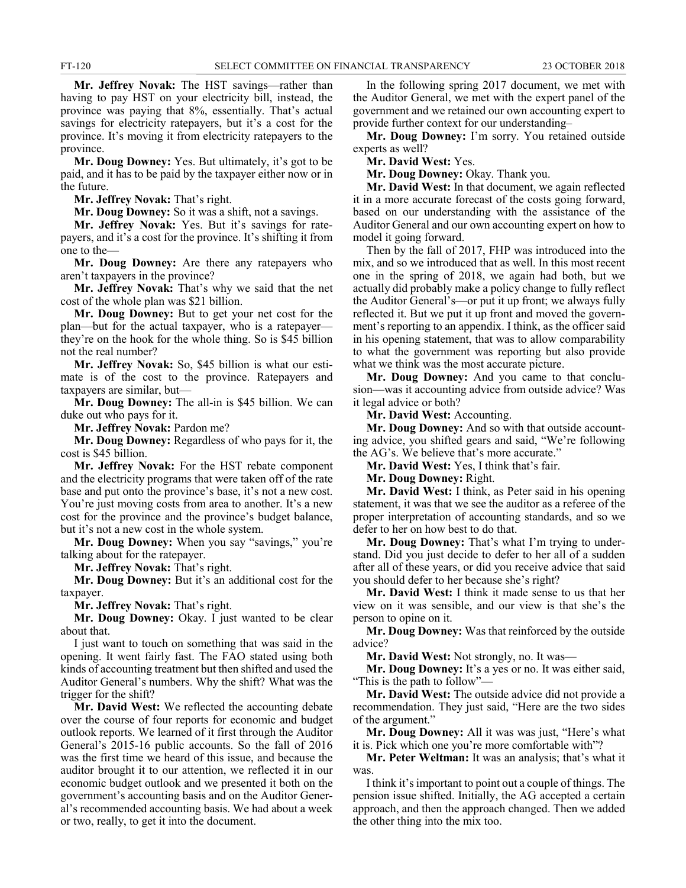**Mr. Jeffrey Novak:** The HST savings—rather than having to pay HST on your electricity bill, instead, the province was paying that 8%, essentially. That's actual savings for electricity ratepayers, but it's a cost for the province. It's moving it from electricity ratepayers to the province.

**Mr. Doug Downey:** Yes. But ultimately, it's got to be paid, and it has to be paid by the taxpayer either now or in the future.

**Mr. Jeffrey Novak:** That's right.

**Mr. Doug Downey:** So it was a shift, not a savings.

**Mr. Jeffrey Novak:** Yes. But it's savings for ratepayers, and it's a cost for the province. It's shifting it from one to the—

**Mr. Doug Downey:** Are there any ratepayers who aren't taxpayers in the province?

**Mr. Jeffrey Novak:** That's why we said that the net cost of the whole plan was $21 billion.

**Mr. Doug Downey:** But to get your net cost for the plan—but for the actual taxpayer, who is a ratepayer—they're on the hook for the whole thing. So is $45 billion not the real number?

**Mr. Jeffrey Novak:** So, $45 billion is what our estimate is of the cost to the province. Ratepayers and taxpayers are similar, but—

**Mr. Doug Downey:** The all-in is $45 billion. We can duke out who pays for it.

**Mr. Jeffrey Novak:** Pardon me?

**Mr. Doug Downey:** Regardless of who pays for it, the cost is $45 billion.

**Mr. Jeffrey Novak:** For the HST rebate component and the electricity programs that were taken off of the rate base and put onto the province's base, it's not a new cost. You're just moving costs from area to another. It's a new cost for the province and the province's budget balance, but it's not a new cost in the whole system.

**Mr. Doug Downey:** When you say "savings," you're talking about for the ratepayer.

**Mr. Jeffrey Novak:** That's right.

**Mr. Doug Downey:** But it's an additional cost for the taxpayer.

**Mr. Jeffrey Novak:** That's right.

**Mr. Doug Downey:** Okay. I just wanted to be clear about that.

I just want to touch on something that was said in the opening. It went fairly fast. The FAO stated using both kinds of accounting treatment but then shifted and used the Auditor General's numbers. Why the shift? What was the trigger for the shift?

**Mr. David West:** We reflected the accounting debate over the course of four reports for economic and budget outlook reports. We learned of it first through the Auditor General's 2015-16 public accounts. So the fall of 2016 was the first time we heard of this issue, and because the auditor brought it to our attention, we reflected it in our economic budget outlook and we presented it both on the government's accounting basis and on the Auditor General's recommended accounting basis. We had about a week or two, really, to get it into the document.

In the following spring 2017 document, we met with the Auditor General, we met with the expert panel of the government and we retained our own accounting expert to provide further context for our understanding–

**Mr. Doug Downey:** I'm sorry. You retained outside experts as well?

**Mr. David West:** Yes.

**Mr. Doug Downey:** Okay. Thank you.

**Mr. David West:** In that document, we again reflected it in a more accurate forecast of the costs going forward, based on our understanding with the assistance of the Auditor General and our own accounting expert on how to model it going forward.

Then by the fall of 2017, FHP was introduced into the mix, and so we introduced that as well. In this most recent one in the spring of 2018, we again had both, but we actually did probably make a policy change to fully reflect the Auditor General's—or put it up front; we always fully reflected it. But we put it up front and moved the government's reporting to an appendix. I think, as the officer said in his opening statement, that was to allow comparability to what the government was reporting but also provide what we think was the most accurate picture.

**Mr. Doug Downey:** And you came to that conclusion—was it accounting advice from outside advice? Was it legal advice or both?

**Mr. David West:** Accounting.

**Mr. Doug Downey:** And so with that outside accounting advice, you shifted gears and said, "We're following the AG's. We believe that's more accurate."

**Mr. David West:** Yes, I think that's fair.

**Mr. Doug Downey:** Right.

**Mr. David West:** I think, as Peter said in his opening statement, it was that we see the auditor as a referee of the proper interpretation of accounting standards, and so we defer to her on how best to do that.

**Mr. Doug Downey:** That's what I'm trying to understand. Did you just decide to defer to her all of a sudden after all of these years, or did you receive advice that said you should defer to her because she's right?

**Mr. David West:** I think it made sense to us that her view on it was sensible, and our view is that she's the person to opine on it.

**Mr. Doug Downey:** Was that reinforced by the outside advice?

**Mr. David West:** Not strongly, no. It was—

**Mr. Doug Downey:** It's a yes or no. It was either said, "This is the path to follow"—

**Mr. David West:** The outside advice did not provide a recommendation. They just said, "Here are the two sides of the argument."

**Mr. Doug Downey:** All it was was just, "Here's what it is. Pick which one you're more comfortable with"?

**Mr. Peter Weltman:** It was an analysis; that's what it was.

I think it's important to point out a couple of things. The pension issue shifted. Initially, the AG accepted a certain approach, and then the approach changed. Then we added the other thing into the mix too.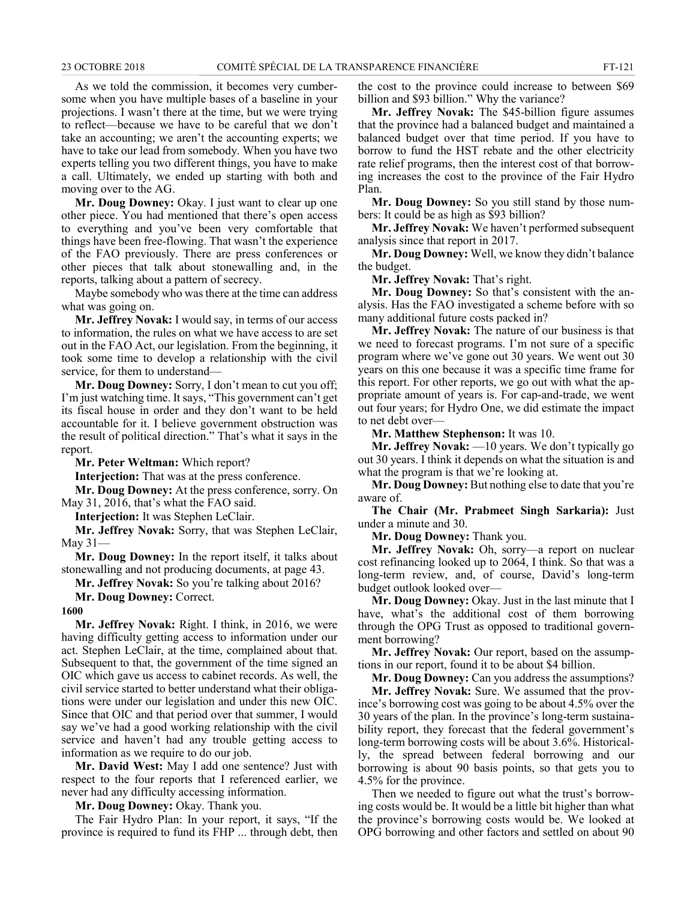As we told the commission, it becomes very cumbersome when you have multiple bases of a baseline in your projections. I wasn't there at the time, but we were trying to reflect—because we have to be careful that we don't take an accounting; we aren't the accounting experts; we have to take our lead from somebody. When you have two experts telling you two different things, you have to make a call. Ultimately, we ended up starting with both and moving over to the AG.

**Mr. Doug Downey:** Okay. I just want to clear up one other piece. You had mentioned that there's open access to everything and you've been very comfortable that things have been free-flowing. That wasn't the experience of the FAO previously. There are press conferences or other pieces that talk about stonewalling and, in the reports, talking about a pattern of secrecy.

Maybe somebody who was there at the time can address what was going on.

**Mr. Jeffrey Novak:** I would say, in terms of our access to information, the rules on what we have access to are set out in the FAO Act, our legislation. From the beginning, it took some time to develop a relationship with the civil service, for them to understand—

**Mr. Doug Downey:** Sorry, I don't mean to cut you off; I'm just watching time. It says, "This government can't get its fiscal house in order and they don't want to be held accountable for it. I believe government obstruction was the result of political direction." That's what it says in the report.

**Mr. Peter Weltman:** Which report?

**Interjection:** That was at the press conference.

**Mr. Doug Downey:** At the press conference, sorry. On May 31, 2016, that's what the FAO said.

**Interjection:** It was Stephen LeClair.

**Mr. Jeffrey Novak:** Sorry, that was Stephen LeClair, May 31—

**Mr. Doug Downey:** In the report itself, it talks about stonewalling and not producing documents, at page 43.

**Mr. Jeffrey Novak:** So you're talking about 2016?

**Mr. Doug Downey:** Correct.

**1600**

**Mr. Jeffrey Novak:** Right. I think, in 2016, we were having difficulty getting access to information under our act. Stephen LeClair, at the time, complained about that. Subsequent to that, the government of the time signed an OIC which gave us access to cabinet records. As well, the civil service started to better understand what their obligations were under our legislation and under this new OIC. Since that OIC and that period over that summer, I would say we've had a good working relationship with the civil service and haven't had any trouble getting access to information as we require to do our job.

**Mr. David West:** May I add one sentence? Just with respect to the four reports that I referenced earlier, we never had any difficulty accessing information.

**Mr. Doug Downey:** Okay. Thank you.

The Fair Hydro Plan: In your report, it says, "If the province is required to fund its FHP ... through debt, then the cost to the province could increase to between $69 billion and $93 billion." Why the variance?

**Mr. Jeffrey Novak:** The $45-billion figure assumes that the province had a balanced budget and maintained a balanced budget over that time period. If you have to borrow to fund the HST rebate and the other electricity rate relief programs, then the interest cost of that borrowing increases the cost to the province of the Fair Hydro Plan.

**Mr. Doug Downey:** So you still stand by those numbers: It could be as high as $93 billion?

**Mr. Jeffrey Novak:** We haven't performed subsequent analysis since that report in 2017.

**Mr. Doug Downey:** Well, we know they didn't balance the budget.

**Mr. Jeffrey Novak:** That's right.

**Mr. Doug Downey:** So that's consistent with the analysis. Has the FAO investigated a scheme before with so many additional future costs packed in?

**Mr. Jeffrey Novak:** The nature of our business is that we need to forecast programs. I'm not sure of a specific program where we've gone out 30 years. We went out 30 years on this one because it was a specific time frame for this report. For other reports, we go out with what the appropriate amount of years is. For cap-and-trade, we went out four years; for Hydro One, we did estimate the impact to net debt over—

**Mr. Matthew Stephenson:** It was 10.

**Mr. Jeffrey Novak:** —10 years. We don't typically go out 30 years. I think it depends on what the situation is and what the program is that we're looking at.

**Mr. Doug Downey:** But nothing else to date that you're aware of.

**The Chair (Mr. Prabmeet Singh Sarkaria):** Just under a minute and 30.

**Mr. Doug Downey:** Thank you.

**Mr. Jeffrey Novak:** Oh, sorry—a report on nuclear cost refinancing looked up to 2064, I think. So that was a long-term review, and, of course, David's long-term budget outlook looked over—

**Mr. Doug Downey:** Okay. Just in the last minute that I have, what's the additional cost of them borrowing through the OPG Trust as opposed to traditional government borrowing?

**Mr. Jeffrey Novak:** Our report, based on the assumptions in our report, found it to be about $4 billion.

**Mr. Doug Downey:** Can you address the assumptions?

**Mr. Jeffrey Novak:** Sure. We assumed that the province's borrowing cost was going to be about 4.5% over the 30 years of the plan. In the province's long-term sustainability report, they forecast that the federal government's long-term borrowing costs will be about 3.6%. Historically, the spread between federal borrowing and our borrowing is about 90 basis points, so that gets you to 4.5% for the province.

Then we needed to figure out what the trust's borrowing costs would be. It would be a little bit higher than what the province's borrowing costs would be. We looked at OPG borrowing and other factors and settled on about 90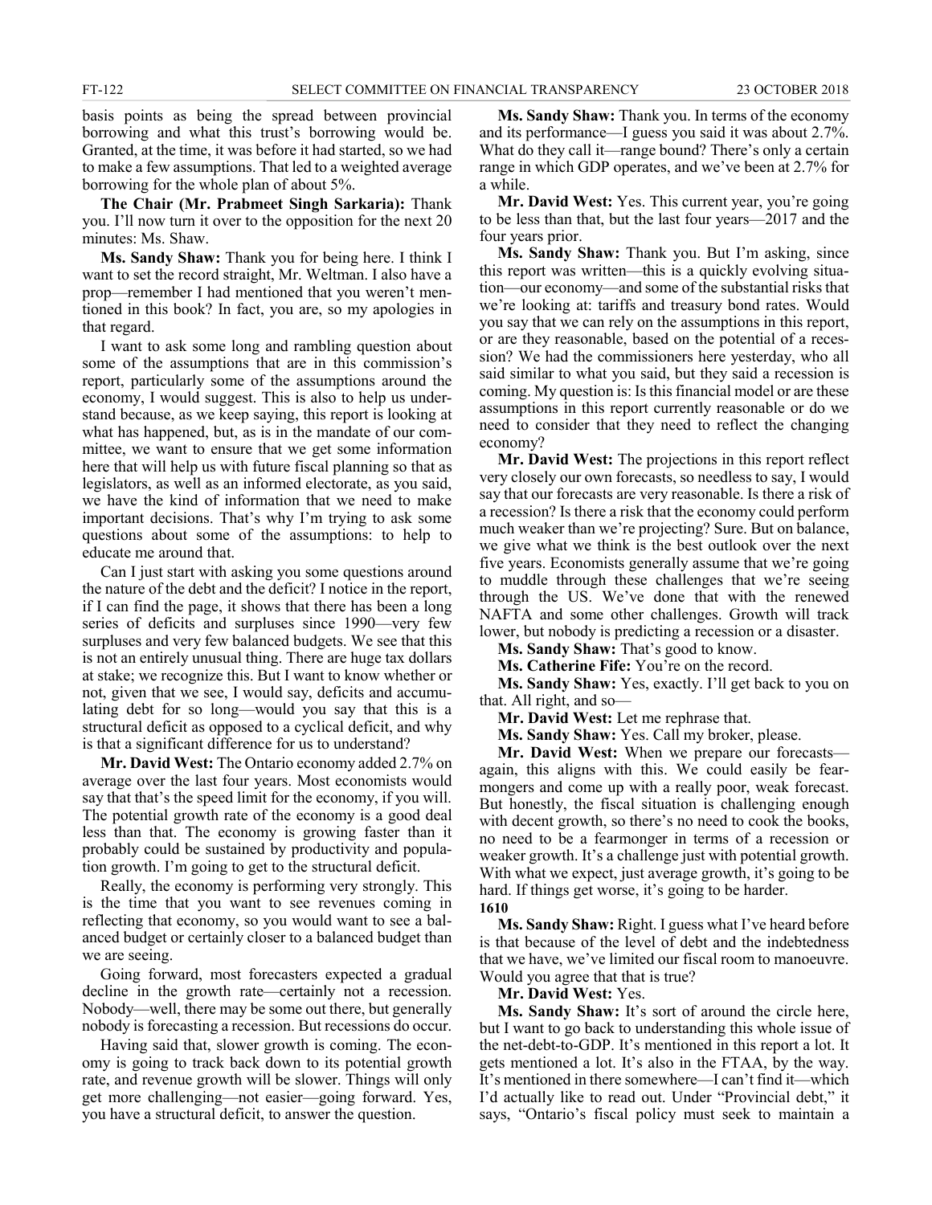basis points as being the spread between provincial borrowing and what this trust's borrowing would be. Granted, at the time, it was before it had started, so we had to make a few assumptions. That led to a weighted average borrowing for the whole plan of about 5%.

**The Chair (Mr. Prabmeet Singh Sarkaria):** Thank you. I'll now turn it over to the opposition for the next 20 minutes: Ms. Shaw.

**Ms. Sandy Shaw:** Thank you for being here. I think I want to set the record straight, Mr. Weltman. I also have a prop—remember I had mentioned that you weren't mentioned in this book? In fact, you are, so my apologies in that regard.

I want to ask some long and rambling question about some of the assumptions that are in this commission's report, particularly some of the assumptions around the economy, I would suggest. This is also to help us understand because, as we keep saying, this report is looking at what has happened, but, as is in the mandate of our committee, we want to ensure that we get some information here that will help us with future fiscal planning so that as legislators, as well as an informed electorate, as you said, we have the kind of information that we need to make important decisions. That's why I'm trying to ask some questions about some of the assumptions: to help to educate me around that.

Can I just start with asking you some questions around the nature of the debt and the deficit? I notice in the report, if I can find the page, it shows that there has been a long series of deficits and surpluses since 1990—very few surpluses and very few balanced budgets. We see that this is not an entirely unusual thing. There are huge tax dollars at stake; we recognize this. But I want to know whether or not, given that we see, I would say, deficits and accumulating debt for so long—would you say that this is a structural deficit as opposed to a cyclical deficit, and why is that a significant difference for us to understand?

**Mr. David West:** The Ontario economy added 2.7% on average over the last four years. Most economists would say that that's the speed limit for the economy, if you will. The potential growth rate of the economy is a good deal less than that. The economy is growing faster than it probably could be sustained by productivity and population growth. I'm going to get to the structural deficit.

Really, the economy is performing very strongly. This is the time that you want to see revenues coming in reflecting that economy, so you would want to see a balanced budget or certainly closer to a balanced budget than we are seeing.

Going forward, most forecasters expected a gradual decline in the growth rate—certainly not a recession. Nobody—well, there may be some out there, but generally nobody is forecasting a recession. But recessions do occur.

Having said that, slower growth is coming. The economy is going to track back down to its potential growth rate, and revenue growth will be slower. Things will only get more challenging—not easier—going forward. Yes, you have a structural deficit, to answer the question.

**Ms. Sandy Shaw:** Thank you. In terms of the economy and its performance—I guess you said it was about 2.7%. What do they call it—range bound? There's only a certain range in which GDP operates, and we've been at 2.7% for a while.

**Mr. David West:** Yes. This current year, you're going to be less than that, but the last four years—2017 and the four years prior.

**Ms. Sandy Shaw:** Thank you. But I'm asking, since this report was written—this is a quickly evolving situation—our economy—and some of the substantial risks that we're looking at: tariffs and treasury bond rates. Would you say that we can rely on the assumptions in this report, or are they reasonable, based on the potential of a recession? We had the commissioners here yesterday, who all said similar to what you said, but they said a recession is coming. My question is: Is this financial model or are these assumptions in this report currently reasonable or do we need to consider that they need to reflect the changing economy?

**Mr. David West:** The projections in this report reflect very closely our own forecasts, so needless to say, I would say that our forecasts are very reasonable. Is there a risk of a recession? Is there a risk that the economy could perform much weaker than we're projecting? Sure. But on balance, we give what we think is the best outlook over the next five years. Economists generally assume that we're going to muddle through these challenges that we're seeing through the US. We've done that with the renewed NAFTA and some other challenges. Growth will track lower, but nobody is predicting a recession or a disaster.

**Ms. Sandy Shaw:** That's good to know.

**Ms. Catherine Fife:** You're on the record.

**Ms. Sandy Shaw:** Yes, exactly. I'll get back to you on that. All right, and so—

**Mr. David West:** Let me rephrase that.

**Ms. Sandy Shaw:** Yes. Call my broker, please.

**Mr. David West:** When we prepare our forecasts—again, this aligns with this. We could easily be fearmongers and come up with a really poor, weak forecast. But honestly, the fiscal situation is challenging enough with decent growth, so there's no need to cook the books, no need to be a fearmonger in terms of a recession or weaker growth. It's a challenge just with potential growth. With what we expect, just average growth, it's going to be hard. If things get worse, it's going to be harder.

**1610**

**Ms. Sandy Shaw:** Right. I guess what I've heard before is that because of the level of debt and the indebtedness that we have, we've limited our fiscal room to manoeuvre. Would you agree that that is true?

**Mr. David West:** Yes.

**Ms. Sandy Shaw:** It's sort of around the circle here, but I want to go back to understanding this whole issue of the net-debt-to-GDP. It's mentioned in this report a lot. It gets mentioned a lot. It's also in the FTAA, by the way. It's mentioned in there somewhere—I can't find it—which I'd actually like to read out. Under "Provincial debt," it says, "Ontario's fiscal policy must seek to maintain a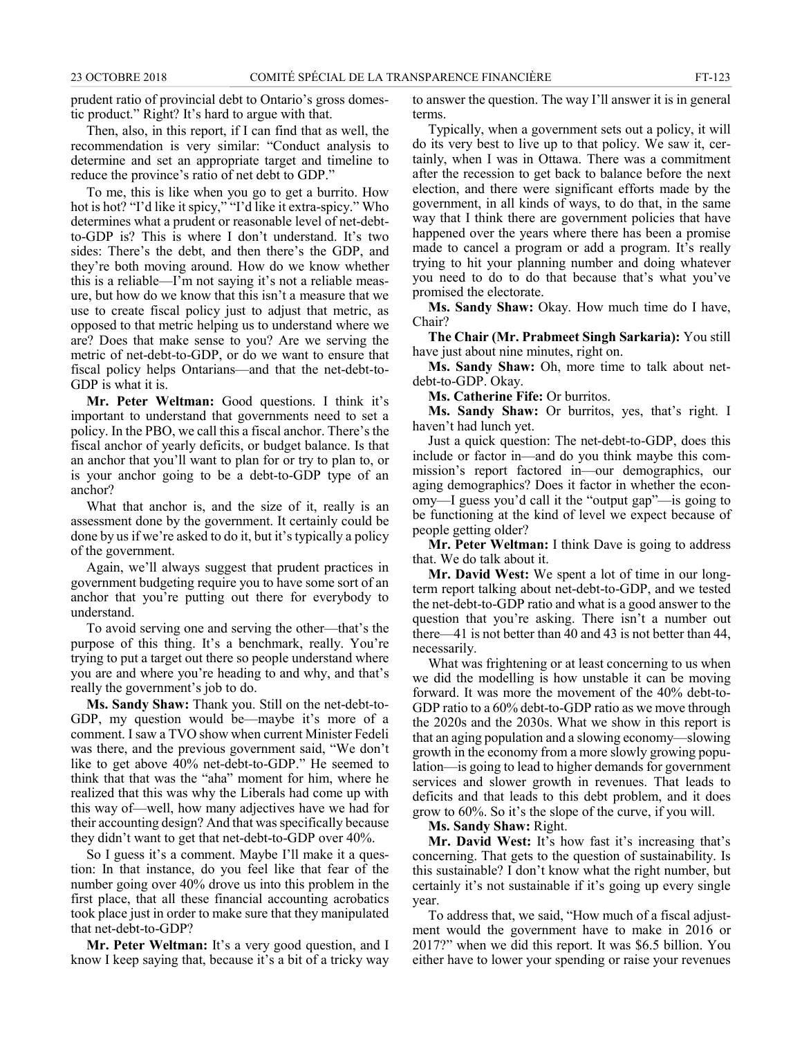prudent ratio of provincial debt to Ontario's gross domestic product." Right? It's hard to argue with that.

Then, also, in this report, if I can find that as well, the recommendation is very similar: "Conduct analysis to determine and set an appropriate target and timeline to reduce the province's ratio of net debt to GDP."

To me, this is like when you go to get a burrito. How hot is hot? "I'd like it spicy," "I'd like it extra-spicy." Who determines what a prudent or reasonable level of net-debt-to-GDP is? This is where I don't understand. It's two sides: There's the debt, and then there's the GDP, and they're both moving around. How do we know whether this is a reliable—I'm not saying it's not a reliable measure, but how do we know that this isn't a measure that we use to create fiscal policy just to adjust that metric, as opposed to that metric helping us to understand where we are? Does that make sense to you? Are we serving the metric of net-debt-to-GDP, or do we want to ensure that fiscal policy helps Ontarians—and that the net-debt-to-GDP is what it is.

**Mr. Peter Weltman:** Good questions. I think it's important to understand that governments need to set a policy. In the PBO, we call this a fiscal anchor. There's the fiscal anchor of yearly deficits, or budget balance. Is that an anchor that you'll want to plan for or try to plan to, or is your anchor going to be a debt-to-GDP type of an anchor?

What that anchor is, and the size of it, really is an assessment done by the government. It certainly could be done by us if we're asked to do it, but it's typically a policy of the government.

Again, we'll always suggest that prudent practices in government budgeting require you to have some sort of an anchor that you're putting out there for everybody to understand.

To avoid serving one and serving the other—that's the purpose of this thing. It's a benchmark, really. You're trying to put a target out there so people understand where you are and where you're heading to and why, and that's really the government's job to do.

**Ms. Sandy Shaw:** Thank you. Still on the net-debt-to-GDP, my question would be—maybe it's more of a comment. I saw a TVO show when current Minister Fedeli was there, and the previous government said, "We don't like to get above 40% net-debt-to-GDP." He seemed to think that that was the "aha" moment for him, where he realized that this was why the Liberals had come up with this way of—well, how many adjectives have we had for their accounting design? And that was specifically because they didn't want to get that net-debt-to-GDP over 40%.

So I guess it's a comment. Maybe I'll make it a question: In that instance, do you feel like that fear of the number going over 40% drove us into this problem in the first place, that all these financial accounting acrobatics took place just in order to make sure that they manipulated that net-debt-to-GDP?

**Mr. Peter Weltman:** It's a very good question, and I know I keep saying that, because it's a bit of a tricky way to answer the question. The way I'll answer it is in general terms.

Typically, when a government sets out a policy, it will do its very best to live up to that policy. We saw it, certainly, when I was in Ottawa. There was a commitment after the recession to get back to balance before the next election, and there were significant efforts made by the government, in all kinds of ways, to do that, in the same way that I think there are government policies that have happened over the years where there has been a promise made to cancel a program or add a program. It's really trying to hit your planning number and doing whatever you need to do to do that because that's what you've promised the electorate.

**Ms. Sandy Shaw:** Okay. How much time do I have, Chair?

**The Chair (Mr. Prabmeet Singh Sarkaria):** You still have just about nine minutes, right on.

**Ms. Sandy Shaw:** Oh, more time to talk about net-debt-to-GDP. Okay.

**Ms. Catherine Fife:** Or burritos.

**Ms. Sandy Shaw:** Or burritos, yes, that's right. I haven't had lunch yet.

Just a quick question: The net-debt-to-GDP, does this include or factor in—and do you think maybe this commission's report factored in—our demographics, our aging demographics? Does it factor in whether the economy—I guess you'd call it the "output gap"—is going to be functioning at the kind of level we expect because of people getting older?

**Mr. Peter Weltman:** I think Dave is going to address that. We do talk about it.

**Mr. David West:** We spent a lot of time in our long-term report talking about net-debt-to-GDP, and we tested the net-debt-to-GDP ratio and what is a good answer to the question that you're asking. There isn't a number out there—41 is not better than 40 and 43 is not better than 44, necessarily.

What was frightening or at least concerning to us when we did the modelling is how unstable it can be moving forward. It was more the movement of the 40% debt-to-GDP ratio to a 60% debt-to-GDP ratio as we move through the 2020s and the 2030s. What we show in this report is that an aging population and a slowing economy—slowing growth in the economy from a more slowly growing population—is going to lead to higher demands for government services and slower growth in revenues. That leads to deficits and that leads to this debt problem, and it does grow to 60%. So it's the slope of the curve, if you will.

**Ms. Sandy Shaw:** Right.

**Mr. David West:** It's how fast it's increasing that's concerning. That gets to the question of sustainability. Is this sustainable? I don't know what the right number, but certainly it's not sustainable if it's going up every single year.

To address that, we said, "How much of a fiscal adjustment would the government have to make in 2016 or 2017?" when we did this report. It was $6.5 billion. You either have to lower your spending or raise your revenues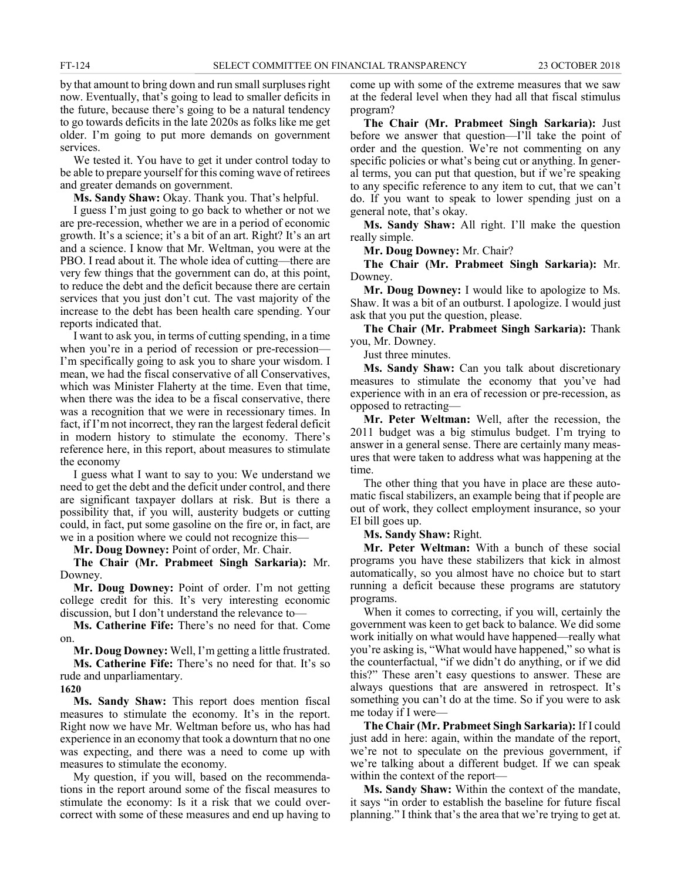by that amount to bring down and run small surpluses right now. Eventually, that's going to lead to smaller deficits in the future, because there's going to be a natural tendency to go towards deficits in the late 2020s as folks like me get older. I'm going to put more demands on government services.

We tested it. You have to get it under control today to be able to prepare yourself for this coming wave of retirees and greater demands on government.

**Ms. Sandy Shaw:** Okay. Thank you. That's helpful.

I guess I'm just going to go back to whether or not we are pre-recession, whether we are in a period of economic growth. It's a science; it's a bit of an art. Right? It's an art and a science. I know that Mr. Weltman, you were at the PBO. I read about it. The whole idea of cutting—there are very few things that the government can do, at this point, to reduce the debt and the deficit because there are certain services that you just don't cut. The vast majority of the increase to the debt has been health care spending. Your reports indicated that.

I want to ask you, in terms of cutting spending, in a time when you're in a period of recession or pre-recession—I'm specifically going to ask you to share your wisdom. I mean, we had the fiscal conservative of all Conservatives, which was Minister Flaherty at the time. Even that time, when there was the idea to be a fiscal conservative, there was a recognition that we were in recessionary times. In fact, if I'm not incorrect, they ran the largest federal deficit in modern history to stimulate the economy. There's reference here, in this report, about measures to stimulate the economy

I guess what I want to say to you: We understand we need to get the debt and the deficit under control, and there are significant taxpayer dollars at risk. But is there a possibility that, if you will, austerity budgets or cutting could, in fact, put some gasoline on the fire or, in fact, are we in a position where we could not recognize this—

**Mr. Doug Downey:** Point of order, Mr. Chair.

**The Chair (Mr. Prabmeet Singh Sarkaria):** Mr. Downey.

**Mr. Doug Downey:** Point of order. I'm not getting college credit for this. It's very interesting economic discussion, but I don't understand the relevance to—

**Ms. Catherine Fife:** There's no need for that. Come on.

**Mr. Doug Downey:** Well, I'm getting a little frustrated.

**Ms. Catherine Fife:** There's no need for that. It's so rude and unparliamentary.

**1620**

**Ms. Sandy Shaw:** This report does mention fiscal measures to stimulate the economy. It's in the report. Right now we have Mr. Weltman before us, who has had experience in an economy that took a downturn that no one was expecting, and there was a need to come up with measures to stimulate the economy.

My question, if you will, based on the recommendations in the report around some of the fiscal measures to stimulate the economy: Is it a risk that we could over-correct with some of these measures and end up having to come up with some of the extreme measures that we saw at the federal level when they had all that fiscal stimulus program?

**The Chair (Mr. Prabmeet Singh Sarkaria):** Just before we answer that question—I'll take the point of order and the question. We're not commenting on any specific policies or what's being cut or anything. In general terms, you can put that question, but if we're speaking to any specific reference to any item to cut, that we can't do. If you want to speak to lower spending just on a general note, that's okay.

**Ms. Sandy Shaw:** All right. I'll make the question really simple.

**Mr. Doug Downey:** Mr. Chair?

**The Chair (Mr. Prabmeet Singh Sarkaria):** Mr. Downey.

**Mr. Doug Downey:** I would like to apologize to Ms. Shaw. It was a bit of an outburst. I apologize. I would just ask that you put the question, please.

**The Chair (Mr. Prabmeet Singh Sarkaria):** Thank you, Mr. Downey.

Just three minutes.

**Ms. Sandy Shaw:** Can you talk about discretionary measures to stimulate the economy that you've had experience with in an era of recession or pre-recession, as opposed to retracting—

**Mr. Peter Weltman:** Well, after the recession, the 2011 budget was a big stimulus budget. I'm trying to answer in a general sense. There are certainly many measures that were taken to address what was happening at the time.

The other thing that you have in place are these automatic fiscal stabilizers, an example being that if people are out of work, they collect employment insurance, so your EI bill goes up.

**Ms. Sandy Shaw:** Right.

**Mr. Peter Weltman:** With a bunch of these social programs you have these stabilizers that kick in almost automatically, so you almost have no choice but to start running a deficit because these programs are statutory programs.

When it comes to correcting, if you will, certainly the government was keen to get back to balance. We did some work initially on what would have happened—really what you're asking is, "What would have happened," so what is the counterfactual, "if we didn't do anything, or if we did this?" These aren't easy questions to answer. These are always questions that are answered in retrospect. It's something you can't do at the time. So if you were to ask me today if I were—

**The Chair (Mr. Prabmeet Singh Sarkaria):** If I could just add in here: again, within the mandate of the report, we're not to speculate on the previous government, if we're talking about a different budget. If we can speak within the context of the report—

**Ms. Sandy Shaw:** Within the context of the mandate, it says "in order to establish the baseline for future fiscal planning." I think that's the area that we're trying to get at.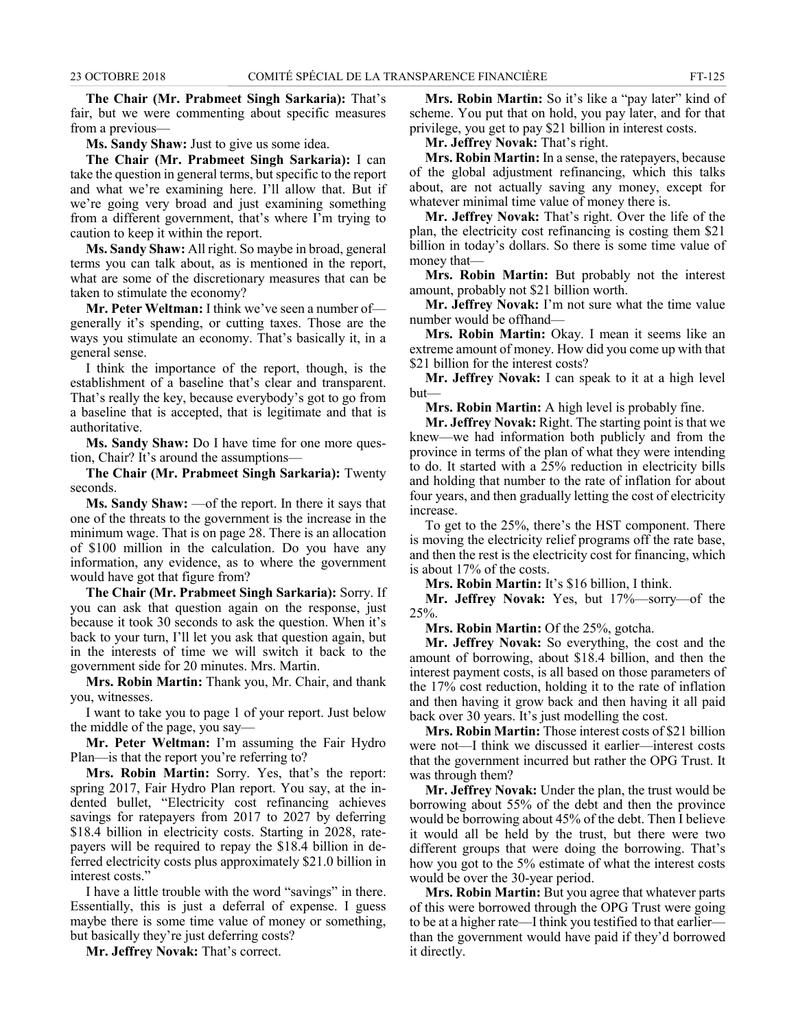**The Chair (Mr. Prabmeet Singh Sarkaria):** That's fair, but we were commenting about specific measures from a previous—

**Ms. Sandy Shaw:** Just to give us some idea.

**The Chair (Mr. Prabmeet Singh Sarkaria):** I can take the question in general terms, but specific to the report and what we're examining here. I'll allow that. But if we're going very broad and just examining something from a different government, that's where I'm trying to caution to keep it within the report.

**Ms. Sandy Shaw:** All right. So maybe in broad, general terms you can talk about, as is mentioned in the report, what are some of the discretionary measures that can be taken to stimulate the economy?

**Mr. Peter Weltman:** I think we've seen a number of—generally it's spending, or cutting taxes. Those are the ways you stimulate an economy. That's basically it, in a general sense.

I think the importance of the report, though, is the establishment of a baseline that's clear and transparent. That's really the key, because everybody's got to go from a baseline that is accepted, that is legitimate and that is authoritative.

**Ms. Sandy Shaw:** Do I have time for one more question, Chair? It's around the assumptions—

**The Chair (Mr. Prabmeet Singh Sarkaria):** Twenty seconds.

**Ms. Sandy Shaw:** —of the report. In there it says that one of the threats to the government is the increase in the minimum wage. That is on page 28. There is an allocation of $100 million in the calculation. Do you have any information, any evidence, as to where the government would have got that figure from?

**The Chair (Mr. Prabmeet Singh Sarkaria):** Sorry. If you can ask that question again on the response, just because it took 30 seconds to ask the question. When it's back to your turn, I'll let you ask that question again, but in the interests of time we will switch it back to the government side for 20 minutes. Mrs. Martin.

**Mrs. Robin Martin:** Thank you, Mr. Chair, and thank you, witnesses.

I want to take you to page 1 of your report. Just below the middle of the page, you say—

**Mr. Peter Weltman:** I'm assuming the Fair Hydro Plan—is that the report you're referring to?

**Mrs. Robin Martin:** Sorry. Yes, that's the report: spring 2017, Fair Hydro Plan report. You say, at the indented bullet, "Electricity cost refinancing achieves savings for ratepayers from 2017 to 2027 by deferring $18.4 billion in electricity costs. Starting in 2028, ratepayers will be required to repay the $18.4 billion in deferred electricity costs plus approximately $21.0 billion in interest costs."

I have a little trouble with the word "savings" in there. Essentially, this is just a deferral of expense. I guess maybe there is some time value of money or something, but basically they're just deferring costs?

**Mr. Jeffrey Novak:** That's correct.

**Mrs. Robin Martin:** So it's like a "pay later" kind of scheme. You put that on hold, you pay later, and for that privilege, you get to pay $21 billion in interest costs.

**Mr. Jeffrey Novak:** That's right.

**Mrs. Robin Martin:** In a sense, the ratepayers, because of the global adjustment refinancing, which this talks about, are not actually saving any money, except for whatever minimal time value of money there is.

**Mr. Jeffrey Novak:** That's right. Over the life of the plan, the electricity cost refinancing is costing them $21 billion in today's dollars. So there is some time value of money that—

**Mrs. Robin Martin:** But probably not the interest amount, probably not $21 billion worth.

**Mr. Jeffrey Novak:** I'm not sure what the time value number would be offhand—

**Mrs. Robin Martin:** Okay. I mean it seems like an extreme amount of money. How did you come up with that $21 billion for the interest costs?

**Mr. Jeffrey Novak:** I can speak to it at a high level but—

**Mrs. Robin Martin:** A high level is probably fine.

**Mr. Jeffrey Novak:** Right. The starting point is that we knew—we had information both publicly and from the province in terms of the plan of what they were intending to do. It started with a 25% reduction in electricity bills and holding that number to the rate of inflation for about four years, and then gradually letting the cost of electricity increase.

To get to the 25%, there's the HST component. There is moving the electricity relief programs off the rate base, and then the rest is the electricity cost for financing, which is about 17% of the costs.

**Mrs. Robin Martin:** It's $16 billion, I think.

**Mr. Jeffrey Novak:** Yes, but 17%—sorry—of the 25%.

**Mrs. Robin Martin:** Of the 25%, gotcha.

**Mr. Jeffrey Novak:** So everything, the cost and the amount of borrowing, about $18.4 billion, and then the interest payment costs, is all based on those parameters of the 17% cost reduction, holding it to the rate of inflation and then having it grow back and then having it all paid back over 30 years. It's just modelling the cost.

**Mrs. Robin Martin:** Those interest costs of $21 billion were not—I think we discussed it earlier—interest costs that the government incurred but rather the OPG Trust. It was through them?

**Mr. Jeffrey Novak:** Under the plan, the trust would be borrowing about 55% of the debt and then the province would be borrowing about 45% of the debt. Then I believe it would all be held by the trust, but there were two different groups that were doing the borrowing. That's how you got to the 5% estimate of what the interest costs would be over the 30-year period.

**Mrs. Robin Martin:** But you agree that whatever parts of this were borrowed through the OPG Trust were going to be at a higher rate—I think you testified to that earlier—than the government would have paid if they'd borrowed it directly.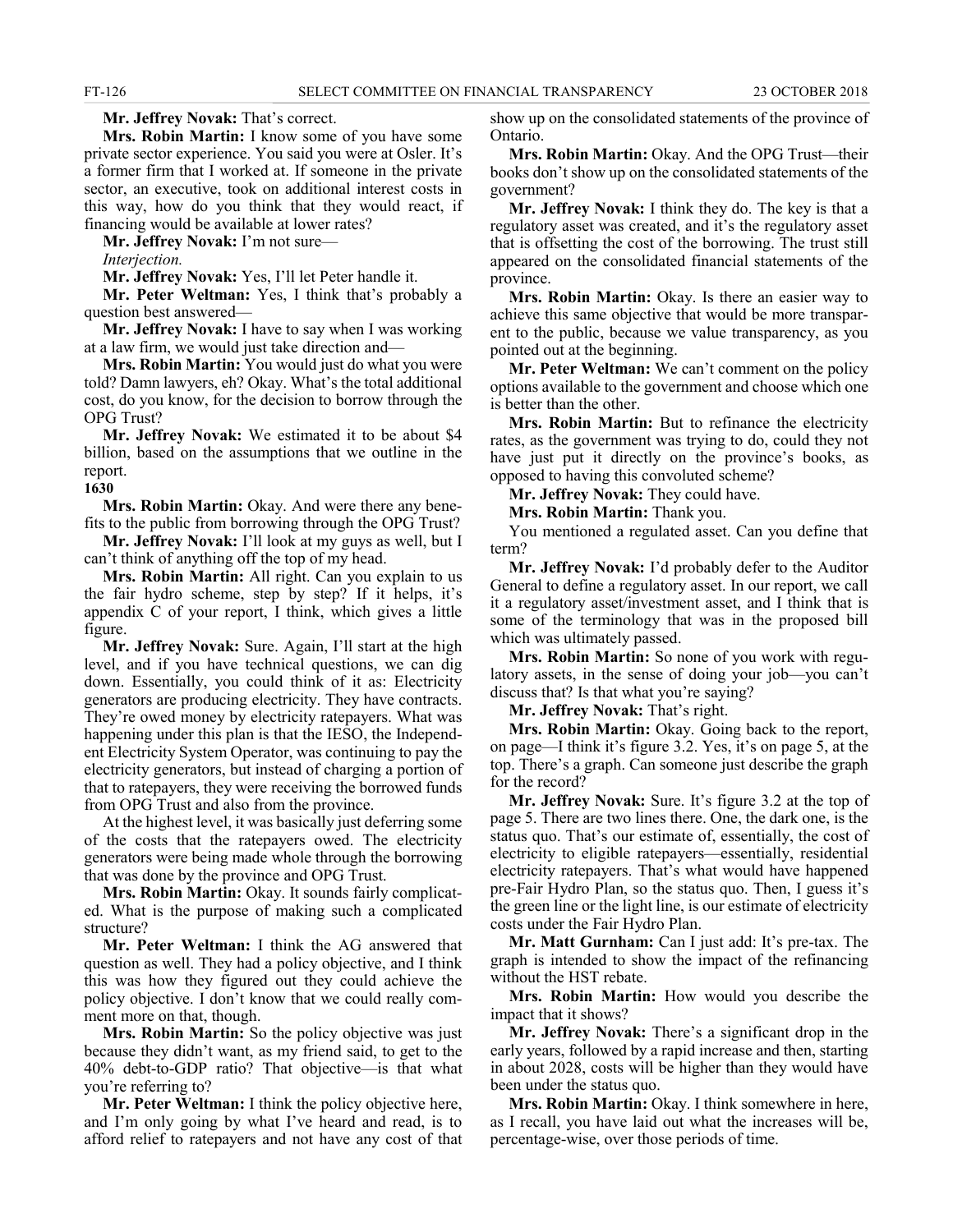**Mr. Jeffrey Novak:** That's correct.

**Mrs. Robin Martin:** I know some of you have some private sector experience. You said you were at Osler. It's a former firm that I worked at. If someone in the private sector, an executive, took on additional interest costs in this way, how do you think that they would react, if financing would be available at lower rates?

**Mr. Jeffrey Novak:** I'm not sure—

*Interjection.*

**Mr. Jeffrey Novak:** Yes, I'll let Peter handle it.

**Mr. Peter Weltman:** Yes, I think that's probably a question best answered—

**Mr. Jeffrey Novak:** I have to say when I was working at a law firm, we would just take direction and—

**Mrs. Robin Martin:** You would just do what you were told? Damn lawyers, eh? Okay. What's the total additional cost, do you know, for the decision to borrow through the OPG Trust?

**Mr. Jeffrey Novak:** We estimated it to be about $4 billion, based on the assumptions that we outline in the report.

**1630**

**Mrs. Robin Martin:** Okay. And were there any benefits to the public from borrowing through the OPG Trust?

**Mr. Jeffrey Novak:** I'll look at my guys as well, but I can't think of anything off the top of my head.

**Mrs. Robin Martin:** All right. Can you explain to us the fair hydro scheme, step by step? If it helps, it's appendix C of your report, I think, which gives a little figure.

**Mr. Jeffrey Novak:** Sure. Again, I'll start at the high level, and if you have technical questions, we can dig down. Essentially, you could think of it as: Electricity generators are producing electricity. They have contracts. They're owed money by electricity ratepayers. What was happening under this plan is that the IESO, the Independent Electricity System Operator, was continuing to pay the electricity generators, but instead of charging a portion of that to ratepayers, they were receiving the borrowed funds from OPG Trust and also from the province.

At the highest level, it was basically just deferring some of the costs that the ratepayers owed. The electricity generators were being made whole through the borrowing that was done by the province and OPG Trust.

**Mrs. Robin Martin:** Okay. It sounds fairly complicated. What is the purpose of making such a complicated structure?

**Mr. Peter Weltman:** I think the AG answered that question as well. They had a policy objective, and I think this was how they figured out they could achieve the policy objective. I don't know that we could really comment more on that, though.

**Mrs. Robin Martin:** So the policy objective was just because they didn't want, as my friend said, to get to the 40% debt-to-GDP ratio? That objective—is that what you're referring to?

**Mr. Peter Weltman:** I think the policy objective here, and I'm only going by what I've heard and read, is to afford relief to ratepayers and not have any cost of that show up on the consolidated statements of the province of Ontario.

**Mrs. Robin Martin:** Okay. And the OPG Trust—their books don't show up on the consolidated statements of the government?

**Mr. Jeffrey Novak:** I think they do. The key is that a regulatory asset was created, and it's the regulatory asset that is offsetting the cost of the borrowing. The trust still appeared on the consolidated financial statements of the province.

**Mrs. Robin Martin:** Okay. Is there an easier way to achieve this same objective that would be more transparent to the public, because we value transparency, as you pointed out at the beginning.

**Mr. Peter Weltman:** We can't comment on the policy options available to the government and choose which one is better than the other.

**Mrs. Robin Martin:** But to refinance the electricity rates, as the government was trying to do, could they not have just put it directly on the province's books, as opposed to having this convoluted scheme?

**Mr. Jeffrey Novak:** They could have.

**Mrs. Robin Martin:** Thank you.

You mentioned a regulated asset. Can you define that term?

**Mr. Jeffrey Novak:** I'd probably defer to the Auditor General to define a regulatory asset. In our report, we call it a regulatory asset/investment asset, and I think that is some of the terminology that was in the proposed bill which was ultimately passed.

**Mrs. Robin Martin:** So none of you work with regulatory assets, in the sense of doing your job—you can't discuss that? Is that what you're saying?

**Mr. Jeffrey Novak:** That's right.

**Mrs. Robin Martin:** Okay. Going back to the report, on page—I think it's figure 3.2. Yes, it's on page 5, at the top. There's a graph. Can someone just describe the graph for the record?

**Mr. Jeffrey Novak:** Sure. It's figure 3.2 at the top of page 5. There are two lines there. One, the dark one, is the status quo. That's our estimate of, essentially, the cost of electricity to eligible ratepayers—essentially, residential electricity ratepayers. That's what would have happened pre-Fair Hydro Plan, so the status quo. Then, I guess it's the green line or the light line, is our estimate of electricity costs under the Fair Hydro Plan.

**Mr. Matt Gurnham:** Can I just add: It's pre-tax. The graph is intended to show the impact of the refinancing without the HST rebate.

**Mrs. Robin Martin:** How would you describe the impact that it shows?

**Mr. Jeffrey Novak:** There's a significant drop in the early years, followed by a rapid increase and then, starting in about 2028, costs will be higher than they would have been under the status quo.

**Mrs. Robin Martin:** Okay. I think somewhere in here, as I recall, you have laid out what the increases will be, percentage-wise, over those periods of time.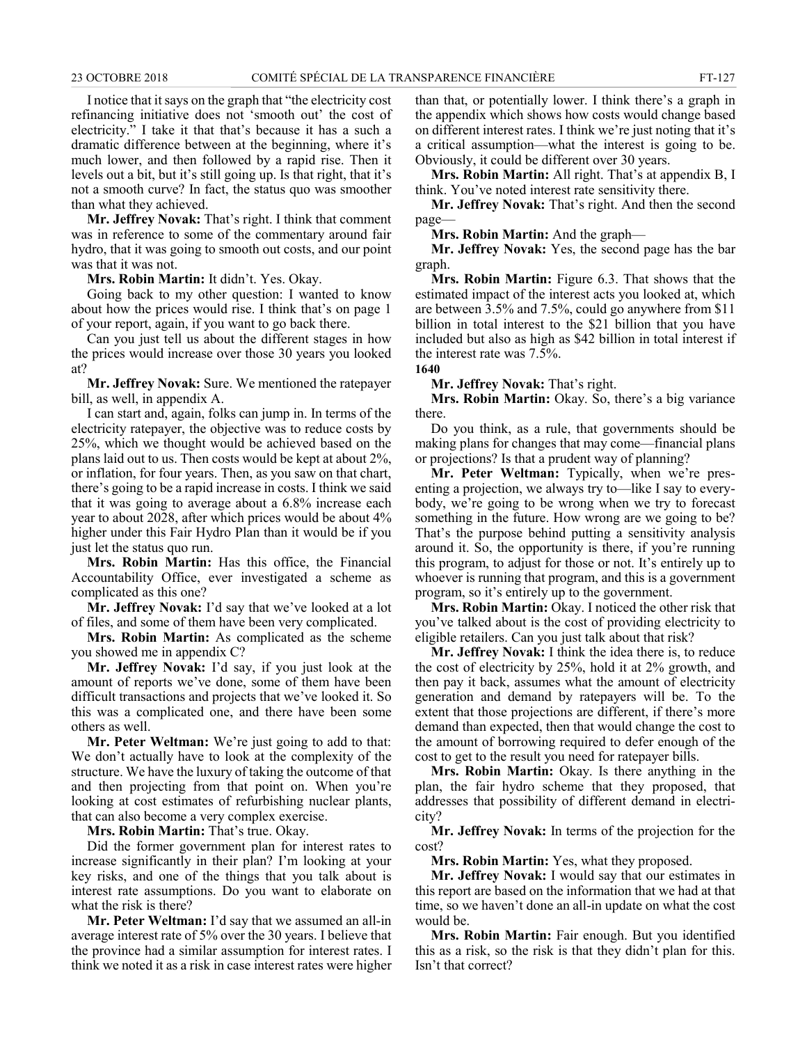I notice that it says on the graph that "the electricity cost refinancing initiative does not 'smooth out' the cost of electricity." I take it that that's because it has a such a dramatic difference between at the beginning, where it's much lower, and then followed by a rapid rise. Then it levels out a bit, but it's still going up. Is that right, that it's not a smooth curve? In fact, the status quo was smoother than what they achieved.

**Mr. Jeffrey Novak:** That's right. I think that comment was in reference to some of the commentary around fair hydro, that it was going to smooth out costs, and our point was that it was not.

**Mrs. Robin Martin:** It didn't. Yes. Okay.

Going back to my other question: I wanted to know about how the prices would rise. I think that's on page 1 of your report, again, if you want to go back there.

Can you just tell us about the different stages in how the prices would increase over those 30 years you looked at?

**Mr. Jeffrey Novak:** Sure. We mentioned the ratepayer bill, as well, in appendix A.

I can start and, again, folks can jump in. In terms of the electricity ratepayer, the objective was to reduce costs by 25%, which we thought would be achieved based on the plans laid out to us. Then costs would be kept at about 2%, or inflation, for four years. Then, as you saw on that chart, there's going to be a rapid increase in costs. I think we said that it was going to average about a 6.8% increase each year to about 2028, after which prices would be about 4% higher under this Fair Hydro Plan than it would be if you just let the status quo run.

**Mrs. Robin Martin:** Has this office, the Financial Accountability Office, ever investigated a scheme as complicated as this one?

**Mr. Jeffrey Novak:** I'd say that we've looked at a lot of files, and some of them have been very complicated.

**Mrs. Robin Martin:** As complicated as the scheme you showed me in appendix C?

**Mr. Jeffrey Novak:** I'd say, if you just look at the amount of reports we've done, some of them have been difficult transactions and projects that we've looked it. So this was a complicated one, and there have been some others as well.

**Mr. Peter Weltman:** We're just going to add to that: We don't actually have to look at the complexity of the structure. We have the luxury of taking the outcome of that and then projecting from that point on. When you're looking at cost estimates of refurbishing nuclear plants, that can also become a very complex exercise.

**Mrs. Robin Martin:** That's true. Okay.

Did the former government plan for interest rates to increase significantly in their plan? I'm looking at your key risks, and one of the things that you talk about is interest rate assumptions. Do you want to elaborate on what the risk is there?

**Mr. Peter Weltman:** I'd say that we assumed an all-in average interest rate of 5% over the 30 years. I believe that the province had a similar assumption for interest rates. I think we noted it as a risk in case interest rates were higher than that, or potentially lower. I think there's a graph in the appendix which shows how costs would change based on different interest rates. I think we're just noting that it's a critical assumption—what the interest is going to be. Obviously, it could be different over 30 years.

**Mrs. Robin Martin:** All right. That's at appendix B, I think. You've noted interest rate sensitivity there.

**Mr. Jeffrey Novak:** That's right. And then the second page—

**Mrs. Robin Martin:** And the graph—

**Mr. Jeffrey Novak:** Yes, the second page has the bar graph.

**Mrs. Robin Martin:** Figure 6.3. That shows that the estimated impact of the interest acts you looked at, which are between 3.5% and 7.5%, could go anywhere from $11 billion in total interest to the $21 billion that you have included but also as high as $42 billion in total interest if the interest rate was 7.5%.

1640

**Mr. Jeffrey Novak:** That's right.

**Mrs. Robin Martin:** Okay. So, there's a big variance there.

Do you think, as a rule, that governments should be making plans for changes that may come—financial plans or projections? Is that a prudent way of planning?

**Mr. Peter Weltman:** Typically, when we're presenting a projection, we always try to—like I say to everybody, we're going to be wrong when we try to forecast something in the future. How wrong are we going to be? That's the purpose behind putting a sensitivity analysis around it. So, the opportunity is there, if you're running this program, to adjust for those or not. It's entirely up to whoever is running that program, and this is a government program, so it's entirely up to the government.

**Mrs. Robin Martin:** Okay. I noticed the other risk that you've talked about is the cost of providing electricity to eligible retailers. Can you just talk about that risk?

**Mr. Jeffrey Novak:** I think the idea there is, to reduce the cost of electricity by 25%, hold it at 2% growth, and then pay it back, assumes what the amount of electricity generation and demand by ratepayers will be. To the extent that those projections are different, if there's more demand than expected, then that would change the cost to the amount of borrowing required to defer enough of the cost to get to the result you need for ratepayer bills.

**Mrs. Robin Martin:** Okay. Is there anything in the plan, the fair hydro scheme that they proposed, that addresses that possibility of different demand in electricity?

**Mr. Jeffrey Novak:** In terms of the projection for the cost?

**Mrs. Robin Martin:** Yes, what they proposed.

**Mr. Jeffrey Novak:** I would say that our estimates in this report are based on the information that we had at that time, so we haven't done an all-in update on what the cost would be.

**Mrs. Robin Martin:** Fair enough. But you identified this as a risk, so the risk is that they didn't plan for this. Isn't that correct?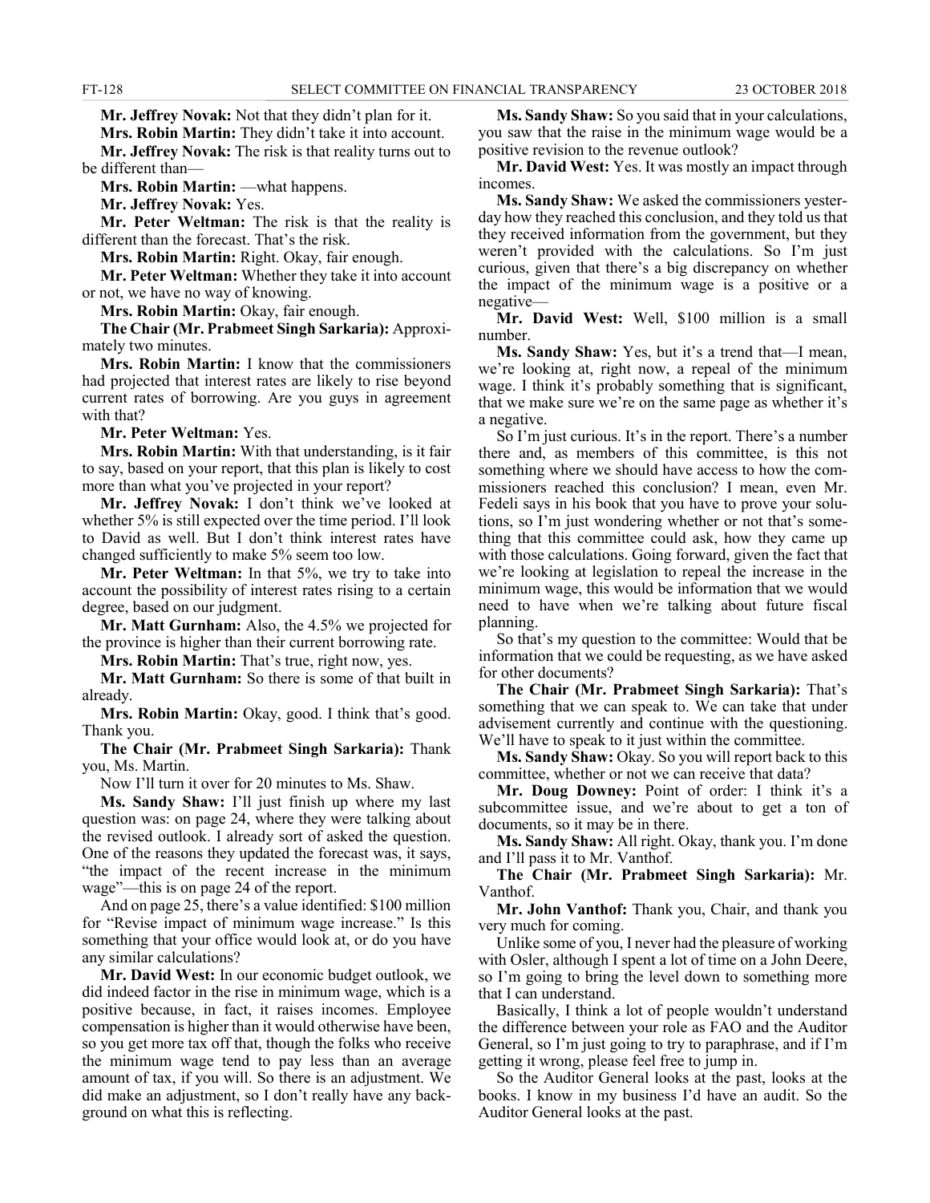**Mr. Jeffrey Novak:** Not that they didn't plan for it.

**Mrs. Robin Martin:** They didn't take it into account.

**Mr. Jeffrey Novak:** The risk is that reality turns out to be different than—

**Mrs. Robin Martin:** —what happens.

**Mr. Jeffrey Novak:** Yes.

**Mr. Peter Weltman:** The risk is that the reality is different than the forecast. That's the risk.

**Mrs. Robin Martin:** Right. Okay, fair enough.

**Mr. Peter Weltman:** Whether they take it into account or not, we have no way of knowing.

**Mrs. Robin Martin:** Okay, fair enough.

**The Chair (Mr. Prabmeet Singh Sarkaria):** Approximately two minutes.

**Mrs. Robin Martin:** I know that the commissioners had projected that interest rates are likely to rise beyond current rates of borrowing. Are you guys in agreement with that?

**Mr. Peter Weltman:** Yes.

**Mrs. Robin Martin:** With that understanding, is it fair to say, based on your report, that this plan is likely to cost more than what you've projected in your report?

**Mr. Jeffrey Novak:** I don't think we've looked at whether 5% is still expected over the time period. I'll look to David as well. But I don't think interest rates have changed sufficiently to make 5% seem too low.

**Mr. Peter Weltman:** In that 5%, we try to take into account the possibility of interest rates rising to a certain degree, based on our judgment.

**Mr. Matt Gurnham:** Also, the 4.5% we projected for the province is higher than their current borrowing rate.

**Mrs. Robin Martin:** That's true, right now, yes.

**Mr. Matt Gurnham:** So there is some of that built in already.

**Mrs. Robin Martin:** Okay, good. I think that's good. Thank you.

**The Chair (Mr. Prabmeet Singh Sarkaria):** Thank you, Ms. Martin.

Now I'll turn it over for 20 minutes to Ms. Shaw.

**Ms. Sandy Shaw:** I'll just finish up where my last question was: on page 24, where they were talking about the revised outlook. I already sort of asked the question. One of the reasons they updated the forecast was, it says, "the impact of the recent increase in the minimum wage"—this is on page 24 of the report.

And on page 25, there's a value identified: $100 million for "Revise impact of minimum wage increase." Is this something that your office would look at, or do you have any similar calculations?

**Mr. David West:** In our economic budget outlook, we did indeed factor in the rise in minimum wage, which is a positive because, in fact, it raises incomes. Employee compensation is higher than it would otherwise have been, so you get more tax off that, though the folks who receive the minimum wage tend to pay less than an average amount of tax, if you will. So there is an adjustment. We did make an adjustment, so I don't really have any background on what this is reflecting.

**Ms. Sandy Shaw:** So you said that in your calculations, you saw that the raise in the minimum wage would be a positive revision to the revenue outlook?

**Mr. David West:** Yes. It was mostly an impact through incomes.

**Ms. Sandy Shaw:** We asked the commissioners yesterday how they reached this conclusion, and they told us that they received information from the government, but they weren't provided with the calculations. So I'm just curious, given that there's a big discrepancy on whether the impact of the minimum wage is a positive or a negative—

**Mr. David West:** Well, $100 million is a small number.

**Ms. Sandy Shaw:** Yes, but it's a trend that—I mean, we're looking at, right now, a repeal of the minimum wage. I think it's probably something that is significant, that we make sure we're on the same page as whether it's a negative.

So I'm just curious. It's in the report. There's a number there and, as members of this committee, is this not something where we should have access to how the commissioners reached this conclusion? I mean, even Mr. Fedeli says in his book that you have to prove your solutions, so I'm just wondering whether or not that's something that this committee could ask, how they came up with those calculations. Going forward, given the fact that we're looking at legislation to repeal the increase in the minimum wage, this would be information that we would need to have when we're talking about future fiscal planning.

So that's my question to the committee: Would that be information that we could be requesting, as we have asked for other documents?

**The Chair (Mr. Prabmeet Singh Sarkaria):** That's something that we can speak to. We can take that under advisement currently and continue with the questioning. We'll have to speak to it just within the committee.

**Ms. Sandy Shaw:** Okay. So you will report back to this committee, whether or not we can receive that data?

**Mr. Doug Downey:** Point of order: I think it's a subcommittee issue, and we're about to get a ton of documents, so it may be in there.

**Ms. Sandy Shaw:** All right. Okay, thank you. I'm done and I'll pass it to Mr. Vanthof.

**The Chair (Mr. Prabmeet Singh Sarkaria):** Mr. Vanthof.

**Mr. John Vanthof:** Thank you, Chair, and thank you very much for coming.

Unlike some of you, I never had the pleasure of working with Osler, although I spent a lot of time on a John Deere, so I'm going to bring the level down to something more that I can understand.

Basically, I think a lot of people wouldn't understand the difference between your role as FAO and the Auditor General, so I'm just going to try to paraphrase, and if I'm getting it wrong, please feel free to jump in.

So the Auditor General looks at the past, looks at the books. I know in my business I'd have an audit. So the Auditor General looks at the past.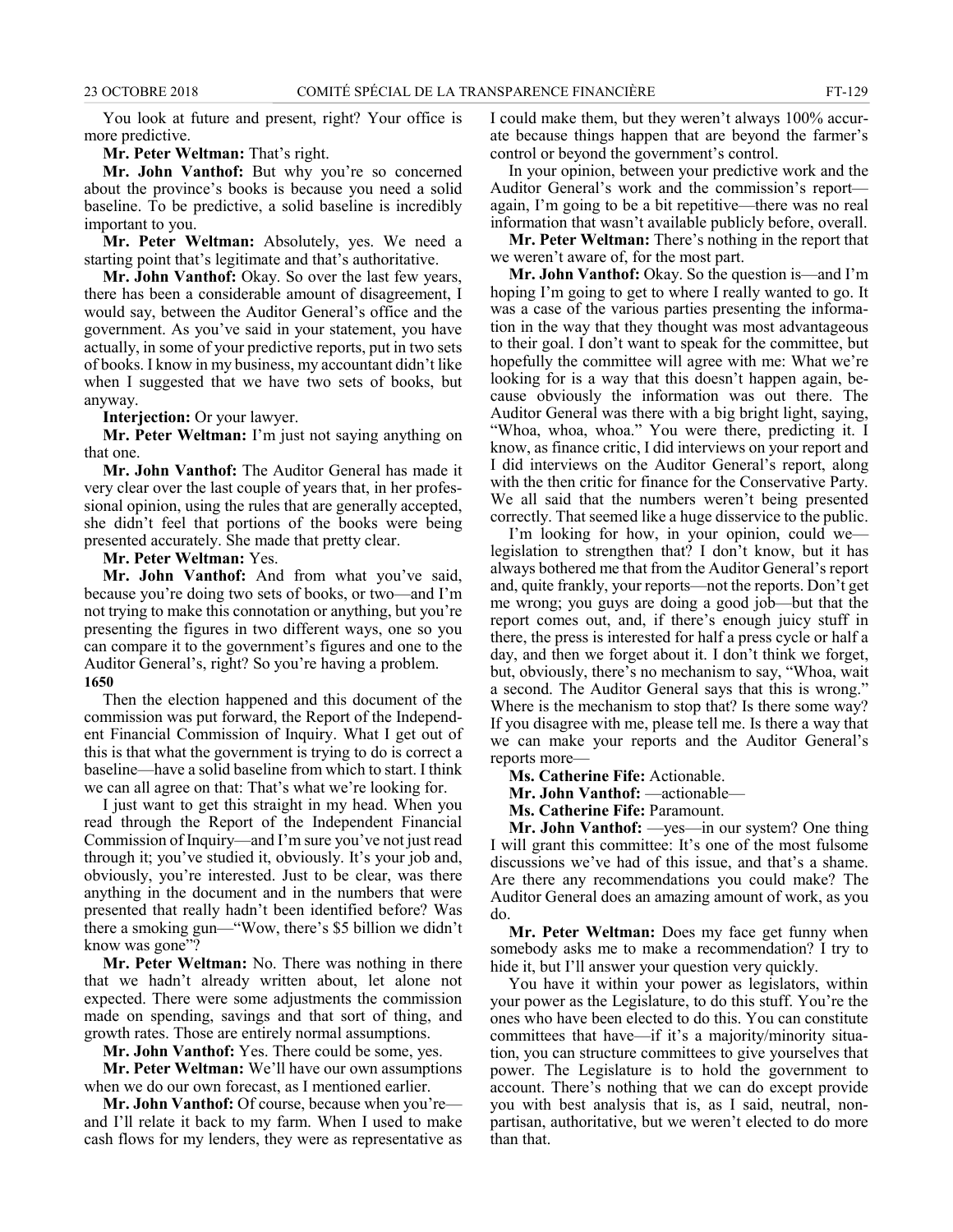You look at future and present, right? Your office is more predictive.

**Mr. Peter Weltman:** That's right.

**Mr. John Vanthof:** But why you're so concerned about the province's books is because you need a solid baseline. To be predictive, a solid baseline is incredibly important to you.

**Mr. Peter Weltman:** Absolutely, yes. We need a starting point that's legitimate and that's authoritative.

**Mr. John Vanthof:** Okay. So over the last few years, there has been a considerable amount of disagreement, I would say, between the Auditor General's office and the government. As you've said in your statement, you have actually, in some of your predictive reports, put in two sets of books. I know in my business, my accountant didn't like when I suggested that we have two sets of books, but anyway.

**Interjection:** Or your lawyer.

**Mr. Peter Weltman:** I'm just not saying anything on that one.

**Mr. John Vanthof:** The Auditor General has made it very clear over the last couple of years that, in her professional opinion, using the rules that are generally accepted, she didn't feel that portions of the books were being presented accurately. She made that pretty clear.

**Mr. Peter Weltman:** Yes.

**Mr. John Vanthof:** And from what you've said, because you're doing two sets of books, or two—and I'm not trying to make this connotation or anything, but you're presenting the figures in two different ways, one so you can compare it to the government's figures and one to the Auditor General's, right? So you're having a problem.

**1650**

Then the election happened and this document of the commission was put forward, the Report of the Independent Financial Commission of Inquiry. What I get out of this is that what the government is trying to do is correct a baseline—have a solid baseline from which to start. I think we can all agree on that: That's what we're looking for.

I just want to get this straight in my head. When you read through the Report of the Independent Financial Commission of Inquiry—and I'm sure you've not just read through it; you've studied it, obviously. It's your job and, obviously, you're interested. Just to be clear, was there anything in the document and in the numbers that were presented that really hadn't been identified before? Was there a smoking gun—"Wow, there's $5 billion we didn't know was gone"?

**Mr. Peter Weltman:** No. There was nothing in there that we hadn't already written about, let alone not expected. There were some adjustments the commission made on spending, savings and that sort of thing, and growth rates. Those are entirely normal assumptions.

**Mr. John Vanthof:** Yes. There could be some, yes.

**Mr. Peter Weltman:** We'll have our own assumptions when we do our own forecast, as I mentioned earlier.

**Mr. John Vanthof:** Of course, because when you're—and I'll relate it back to my farm. When I used to make cash flows for my lenders, they were as representative as I could make them, but they weren't always 100% accurate because things happen that are beyond the farmer's control or beyond the government's control.

In your opinion, between your predictive work and the Auditor General's work and the commission's report—again, I'm going to be a bit repetitive—there was no real information that wasn't available publicly before, overall.

**Mr. Peter Weltman:** There's nothing in the report that we weren't aware of, for the most part.

**Mr. John Vanthof:** Okay. So the question is—and I'm hoping I'm going to get to where I really wanted to go. It was a case of the various parties presenting the information in the way that they thought was most advantageous to their goal. I don't want to speak for the committee, but hopefully the committee will agree with me: What we're looking for is a way that this doesn't happen again, because obviously the information was out there. The Auditor General was there with a big bright light, saying, "Whoa, whoa, whoa." You were there, predicting it. I know, as finance critic, I did interviews on your report and I did interviews on the Auditor General's report, along with the then critic for finance for the Conservative Party. We all said that the numbers weren't being presented correctly. That seemed like a huge disservice to the public.

I'm looking for how, in your opinion, could we—legislation to strengthen that? I don't know, but it has always bothered me that from the Auditor General's report and, quite frankly, your reports—not the reports. Don't get me wrong; you guys are doing a good job—but that the report comes out, and, if there's enough juicy stuff in there, the press is interested for half a press cycle or half a day, and then we forget about it. I don't think we forget, but, obviously, there's no mechanism to say, "Whoa, wait a second. The Auditor General says that this is wrong." Where is the mechanism to stop that? Is there some way? If you disagree with me, please tell me. Is there a way that we can make your reports and the Auditor General's reports more—

**Ms. Catherine Fife:** Actionable.

**Mr. John Vanthof:** —actionable—

**Ms. Catherine Fife:** Paramount.

**Mr. John Vanthof:** —yes—in our system? One thing I will grant this committee: It's one of the most fulsome discussions we've had of this issue, and that's a shame. Are there any recommendations you could make? The Auditor General does an amazing amount of work, as you do.

**Mr. Peter Weltman:** Does my face get funny when somebody asks me to make a recommendation? I try to hide it, but I'll answer your question very quickly.

You have it within your power as legislators, within your power as the Legislature, to do this stuff. You're the ones who have been elected to do this. You can constitute committees that have—if it's a majority/minority situation, you can structure committees to give yourselves that power. The Legislature is to hold the government to account. There's nothing that we can do except provide you with best analysis that is, as I said, neutral, non-partisan, authoritative, but we weren't elected to do more than that.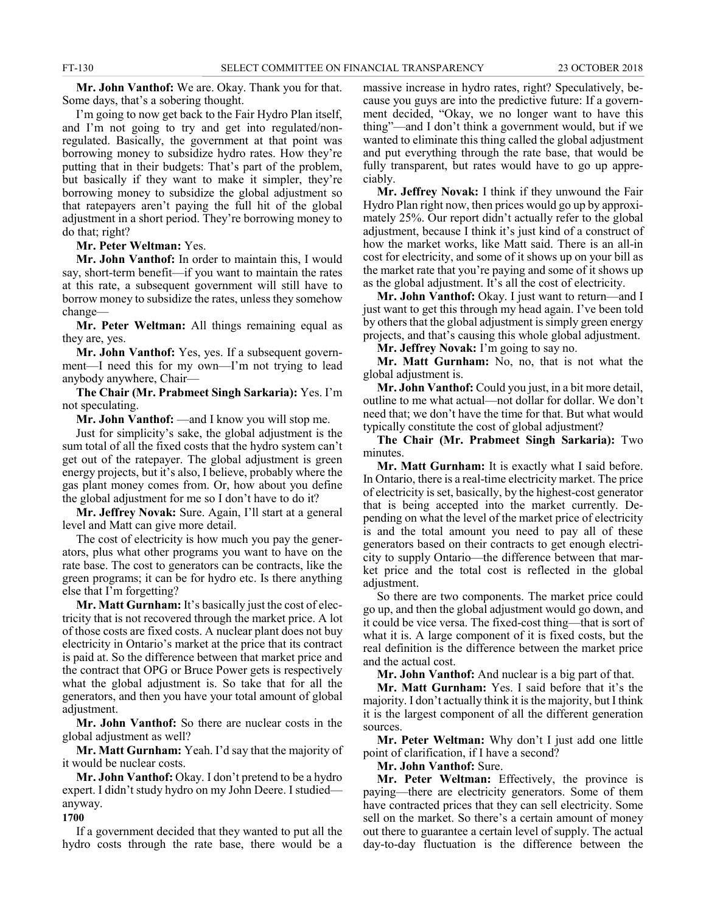**Mr. John Vanthof:** We are. Okay. Thank you for that. Some days, that's a sobering thought.

I'm going to now get back to the Fair Hydro Plan itself, and I'm not going to try and get into regulated/non-regulated. Basically, the government at that point was borrowing money to subsidize hydro rates. How they're putting that in their budgets: That's part of the problem, but basically if they want to make it simpler, they're borrowing money to subsidize the global adjustment so that ratepayers aren't paying the full hit of the global adjustment in a short period. They're borrowing money to do that; right?

**Mr. Peter Weltman:** Yes.

**Mr. John Vanthof:** In order to maintain this, I would say, short-term benefit—if you want to maintain the rates at this rate, a subsequent government will still have to borrow money to subsidize the rates, unless they somehow change—

**Mr. Peter Weltman:** All things remaining equal as they are, yes.

**Mr. John Vanthof:** Yes, yes. If a subsequent government—I need this for my own—I'm not trying to lead anybody anywhere, Chair—

**The Chair (Mr. Prabmeet Singh Sarkaria):** Yes. I'm not speculating.

**Mr. John Vanthof:** —and I know you will stop me.

Just for simplicity's sake, the global adjustment is the sum total of all the fixed costs that the hydro system can't get out of the ratepayer. The global adjustment is green energy projects, but it's also, I believe, probably where the gas plant money comes from. Or, how about you define the global adjustment for me so I don't have to do it?

**Mr. Jeffrey Novak:** Sure. Again, I'll start at a general level and Matt can give more detail.

The cost of electricity is how much you pay the generators, plus what other programs you want to have on the rate base. The cost to generators can be contracts, like the green programs; it can be for hydro etc. Is there anything else that I'm forgetting?

**Mr. Matt Gurnham:** It's basically just the cost of electricity that is not recovered through the market price. A lot of those costs are fixed costs. A nuclear plant does not buy electricity in Ontario's market at the price that its contract is paid at. So the difference between that market price and the contract that OPG or Bruce Power gets is respectively what the global adjustment is. So take that for all the generators, and then you have your total amount of global adjustment.

**Mr. John Vanthof:** So there are nuclear costs in the global adjustment as well?

**Mr. Matt Gurnham:** Yeah. I'd say that the majority of it would be nuclear costs.

**Mr. John Vanthof:** Okay. I don't pretend to be a hydro expert. I didn't study hydro on my John Deere. I studied—anyway.

**1700**

If a government decided that they wanted to put all the hydro costs through the rate base, there would be a massive increase in hydro rates, right? Speculatively, because you guys are into the predictive future: If a government decided, "Okay, we no longer want to have this thing"—and I don't think a government would, but if we wanted to eliminate this thing called the global adjustment and put everything through the rate base, that would be fully transparent, but rates would have to go up appreciably.

**Mr. Jeffrey Novak:** I think if they unwound the Fair Hydro Plan right now, then prices would go up by approximately 25%. Our report didn't actually refer to the global adjustment, because I think it's just kind of a construct of how the market works, like Matt said. There is an all-in cost for electricity, and some of it shows up on your bill as the market rate that you're paying and some of it shows up as the global adjustment. It's all the cost of electricity.

**Mr. John Vanthof:** Okay. I just want to return—and I just want to get this through my head again. I've been told by others that the global adjustment is simply green energy projects, and that's causing this whole global adjustment.

**Mr. Jeffrey Novak:** I'm going to say no.

**Mr. Matt Gurnham:** No, no, that is not what the global adjustment is.

**Mr. John Vanthof:** Could you just, in a bit more detail, outline to me what actual—not dollar for dollar. We don't need that; we don't have the time for that. But what would typically constitute the cost of global adjustment?

**The Chair (Mr. Prabmeet Singh Sarkaria):** Two minutes.

**Mr. Matt Gurnham:** It is exactly what I said before. In Ontario, there is a real-time electricity market. The price of electricity is set, basically, by the highest-cost generator that is being accepted into the market currently. Depending on what the level of the market price of electricity is and the total amount you need to pay all of these generators based on their contracts to get enough electricity to supply Ontario—the difference between that market price and the total cost is reflected in the global adjustment.

So there are two components. The market price could go up, and then the global adjustment would go down, and it could be vice versa. The fixed-cost thing—that is sort of what it is. A large component of it is fixed costs, but the real definition is the difference between the market price and the actual cost.

**Mr. John Vanthof:** And nuclear is a big part of that.

**Mr. Matt Gurnham:** Yes. I said before that it's the majority. I don't actually think it is the majority, but I think it is the largest component of all the different generation sources.

**Mr. Peter Weltman:** Why don't I just add one little point of clarification, if I have a second?

**Mr. John Vanthof:** Sure.

**Mr. Peter Weltman:** Effectively, the province is paying—there are electricity generators. Some of them have contracted prices that they can sell electricity. Some sell on the market. So there's a certain amount of money out there to guarantee a certain level of supply. The actual day-to-day fluctuation is the difference between the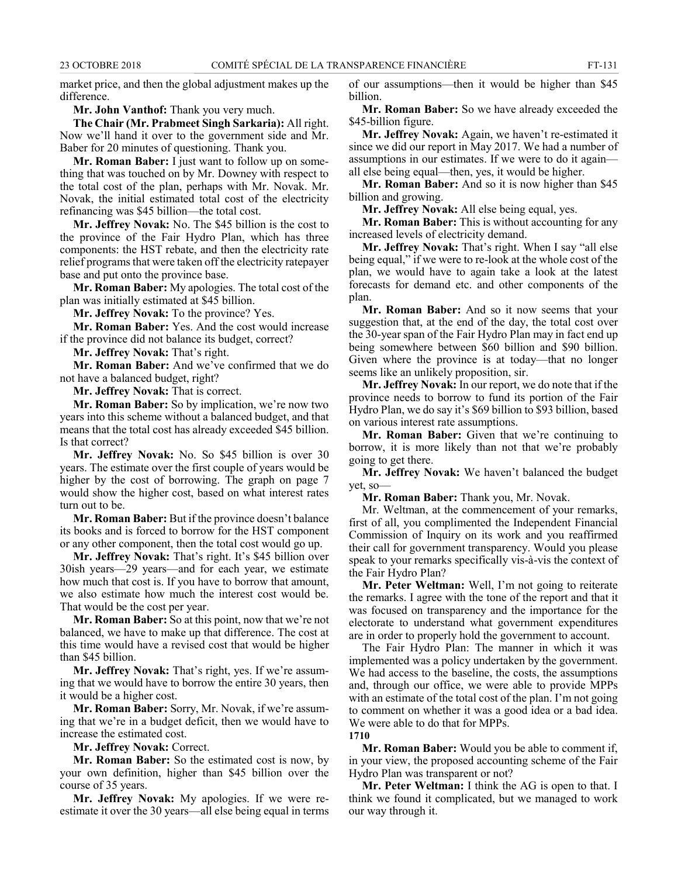market price, and then the global adjustment makes up the difference.

**Mr. John Vanthof:** Thank you very much.

**The Chair (Mr. Prabmeet Singh Sarkaria):** All right. Now we'll hand it over to the government side and Mr. Baber for 20 minutes of questioning. Thank you.

**Mr. Roman Baber:** I just want to follow up on something that was touched on by Mr. Downey with respect to the total cost of the plan, perhaps with Mr. Novak. Mr. Novak, the initial estimated total cost of the electricity refinancing was $45 billion—the total cost.

**Mr. Jeffrey Novak:** No. The $45 billion is the cost to the province of the Fair Hydro Plan, which has three components: the HST rebate, and then the electricity rate relief programs that were taken off the electricity ratepayer base and put onto the province base.

**Mr. Roman Baber:** My apologies. The total cost of the plan was initially estimated at $45 billion.

**Mr. Jeffrey Novak:** To the province? Yes.

**Mr. Roman Baber:** Yes. And the cost would increase if the province did not balance its budget, correct?

**Mr. Jeffrey Novak:** That's right.

**Mr. Roman Baber:** And we've confirmed that we do not have a balanced budget, right?

**Mr. Jeffrey Novak:** That is correct.

**Mr. Roman Baber:** So by implication, we're now two years into this scheme without a balanced budget, and that means that the total cost has already exceeded $45 billion. Is that correct?

**Mr. Jeffrey Novak:** No. So $45 billion is over 30 years. The estimate over the first couple of years would be higher by the cost of borrowing. The graph on page 7 would show the higher cost, based on what interest rates turn out to be.

**Mr. Roman Baber:** But if the province doesn't balance its books and is forced to borrow for the HST component or any other component, then the total cost would go up.

**Mr. Jeffrey Novak:** That's right. It's $45 billion over 30ish years—29 years—and for each year, we estimate how much that cost is. If you have to borrow that amount, we also estimate how much the interest cost would be. That would be the cost per year.

**Mr. Roman Baber:** So at this point, now that we're not balanced, we have to make up that difference. The cost at this time would have a revised cost that would be higher than $45 billion.

**Mr. Jeffrey Novak:** That's right, yes. If we're assuming that we would have to borrow the entire 30 years, then it would be a higher cost.

**Mr. Roman Baber:** Sorry, Mr. Novak, if we're assuming that we're in a budget deficit, then we would have to increase the estimated cost.

**Mr. Jeffrey Novak:** Correct.

**Mr. Roman Baber:** So the estimated cost is now, by your own definition, higher than $45 billion over the course of 35 years.

**Mr. Jeffrey Novak:** My apologies. If we were re-estimate it over the 30 years—all else being equal in terms of our assumptions—then it would be higher than $45 billion.

**Mr. Roman Baber:** So we have already exceeded the $45-billion figure.

**Mr. Jeffrey Novak:** Again, we haven't re-estimated it since we did our report in May 2017. We had a number of assumptions in our estimates. If we were to do it again—all else being equal—then, yes, it would be higher.

**Mr. Roman Baber:** And so it is now higher than $45 billion and growing.

**Mr. Jeffrey Novak:** All else being equal, yes.

**Mr. Roman Baber:** This is without accounting for any increased levels of electricity demand.

**Mr. Jeffrey Novak:** That's right. When I say "all else being equal," if we were to re-look at the whole cost of the plan, we would have to again take a look at the latest forecasts for demand etc. and other components of the plan.

**Mr. Roman Baber:** And so it now seems that your suggestion that, at the end of the day, the total cost over the 30-year span of the Fair Hydro Plan may in fact end up being somewhere between $60 billion and $90 billion. Given where the province is at today—that no longer seems like an unlikely proposition, sir.

**Mr. Jeffrey Novak:** In our report, we do note that if the province needs to borrow to fund its portion of the Fair Hydro Plan, we do say it's $69 billion to $93 billion, based on various interest rate assumptions.

**Mr. Roman Baber:** Given that we're continuing to borrow, it is more likely than not that we're probably going to get there.

**Mr. Jeffrey Novak:** We haven't balanced the budget yet, so—

**Mr. Roman Baber:** Thank you, Mr. Novak.

Mr. Weltman, at the commencement of your remarks, first of all, you complimented the Independent Financial Commission of Inquiry on its work and you reaffirmed their call for government transparency. Would you please speak to your remarks specifically vis-à-vis the context of the Fair Hydro Plan?

**Mr. Peter Weltman:** Well, I'm not going to reiterate the remarks. I agree with the tone of the report and that it was focused on transparency and the importance for the electorate to understand what government expenditures are in order to properly hold the government to account.

The Fair Hydro Plan: The manner in which it was implemented was a policy undertaken by the government. We had access to the baseline, the costs, the assumptions and, through our office, we were able to provide MPPs with an estimate of the total cost of the plan. I'm not going to comment on whether it was a good idea or a bad idea. We were able to do that for MPPs.

**1710**

**Mr. Roman Baber:** Would you be able to comment if, in your view, the proposed accounting scheme of the Fair Hydro Plan was transparent or not?

**Mr. Peter Weltman:** I think the AG is open to that. I think we found it complicated, but we managed to work our way through it.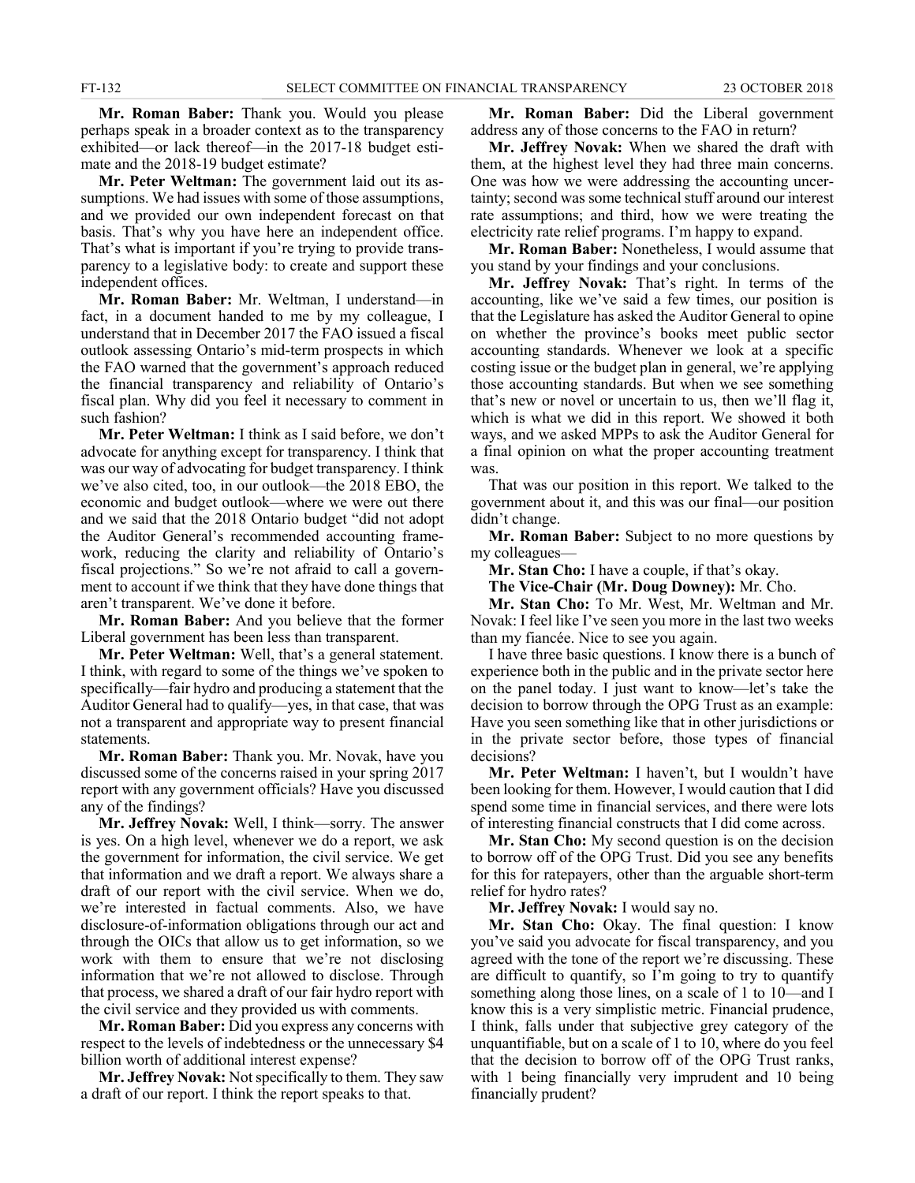**Mr. Roman Baber:** Thank you. Would you please perhaps speak in a broader context as to the transparency exhibited—or lack thereof—in the 2017-18 budget estimate and the 2018-19 budget estimate?

**Mr. Peter Weltman:** The government laid out its assumptions. We had issues with some of those assumptions, and we provided our own independent forecast on that basis. That's why you have here an independent office. That's what is important if you're trying to provide transparency to a legislative body: to create and support these independent offices.

**Mr. Roman Baber:** Mr. Weltman, I understand—in fact, in a document handed to me by my colleague, I understand that in December 2017 the FAO issued a fiscal outlook assessing Ontario's mid-term prospects in which the FAO warned that the government's approach reduced the financial transparency and reliability of Ontario's fiscal plan. Why did you feel it necessary to comment in such fashion?

**Mr. Peter Weltman:** I think as I said before, we don't advocate for anything except for transparency. I think that was our way of advocating for budget transparency. I think we've also cited, too, in our outlook—the 2018 EBO, the economic and budget outlook—where we were out there and we said that the 2018 Ontario budget "did not adopt the Auditor General's recommended accounting framework, reducing the clarity and reliability of Ontario's fiscal projections." So we're not afraid to call a government to account if we think that they have done things that aren't transparent. We've done it before.

**Mr. Roman Baber:** And you believe that the former Liberal government has been less than transparent.

**Mr. Peter Weltman:** Well, that's a general statement. I think, with regard to some of the things we've spoken to specifically—fair hydro and producing a statement that the Auditor General had to qualify—yes, in that case, that was not a transparent and appropriate way to present financial statements.

**Mr. Roman Baber:** Thank you. Mr. Novak, have you discussed some of the concerns raised in your spring 2017 report with any government officials? Have you discussed any of the findings?

**Mr. Jeffrey Novak:** Well, I think—sorry. The answer is yes. On a high level, whenever we do a report, we ask the government for information, the civil service. We get that information and we draft a report. We always share a draft of our report with the civil service. When we do, we're interested in factual comments. Also, we have disclosure-of-information obligations through our act and through the OICs that allow us to get information, so we work with them to ensure that we're not disclosing information that we're not allowed to disclose. Through that process, we shared a draft of our fair hydro report with the civil service and they provided us with comments.

**Mr. Roman Baber:** Did you express any concerns with respect to the levels of indebtedness or the unnecessary $4 billion worth of additional interest expense?

**Mr. Jeffrey Novak:** Not specifically to them. They saw a draft of our report. I think the report speaks to that.

**Mr. Roman Baber:** Did the Liberal government address any of those concerns to the FAO in return?

**Mr. Jeffrey Novak:** When we shared the draft with them, at the highest level they had three main concerns. One was how we were addressing the accounting uncertainty; second was some technical stuff around our interest rate assumptions; and third, how we were treating the electricity rate relief programs. I'm happy to expand.

**Mr. Roman Baber:** Nonetheless, I would assume that you stand by your findings and your conclusions.

**Mr. Jeffrey Novak:** That's right. In terms of the accounting, like we've said a few times, our position is that the Legislature has asked the Auditor General to opine on whether the province's books meet public sector accounting standards. Whenever we look at a specific costing issue or the budget plan in general, we're applying those accounting standards. But when we see something that's new or novel or uncertain to us, then we'll flag it, which is what we did in this report. We showed it both ways, and we asked MPPs to ask the Auditor General for a final opinion on what the proper accounting treatment was.

That was our position in this report. We talked to the government about it, and this was our final—our position didn't change.

**Mr. Roman Baber:** Subject to no more questions by my colleagues—

**Mr. Stan Cho:** I have a couple, if that's okay.

**The Vice-Chair (Mr. Doug Downey):** Mr. Cho.

**Mr. Stan Cho:** To Mr. West, Mr. Weltman and Mr. Novak: I feel like I've seen you more in the last two weeks than my fiancée. Nice to see you again.

I have three basic questions. I know there is a bunch of experience both in the public and in the private sector here on the panel today. I just want to know—let's take the decision to borrow through the OPG Trust as an example: Have you seen something like that in other jurisdictions or in the private sector before, those types of financial decisions?

**Mr. Peter Weltman:** I haven't, but I wouldn't have been looking for them. However, I would caution that I did spend some time in financial services, and there were lots of interesting financial constructs that I did come across.

**Mr. Stan Cho:** My second question is on the decision to borrow off of the OPG Trust. Did you see any benefits for this for ratepayers, other than the arguable short-term relief for hydro rates?

**Mr. Jeffrey Novak:** I would say no.

**Mr. Stan Cho:** Okay. The final question: I know you've said you advocate for fiscal transparency, and you agreed with the tone of the report we're discussing. These are difficult to quantify, so I'm going to try to quantify something along those lines, on a scale of 1 to 10—and I know this is a very simplistic metric. Financial prudence, I think, falls under that subjective grey category of the unquantifiable, but on a scale of 1 to 10, where do you feel that the decision to borrow off of the OPG Trust ranks, with 1 being financially very imprudent and 10 being financially prudent?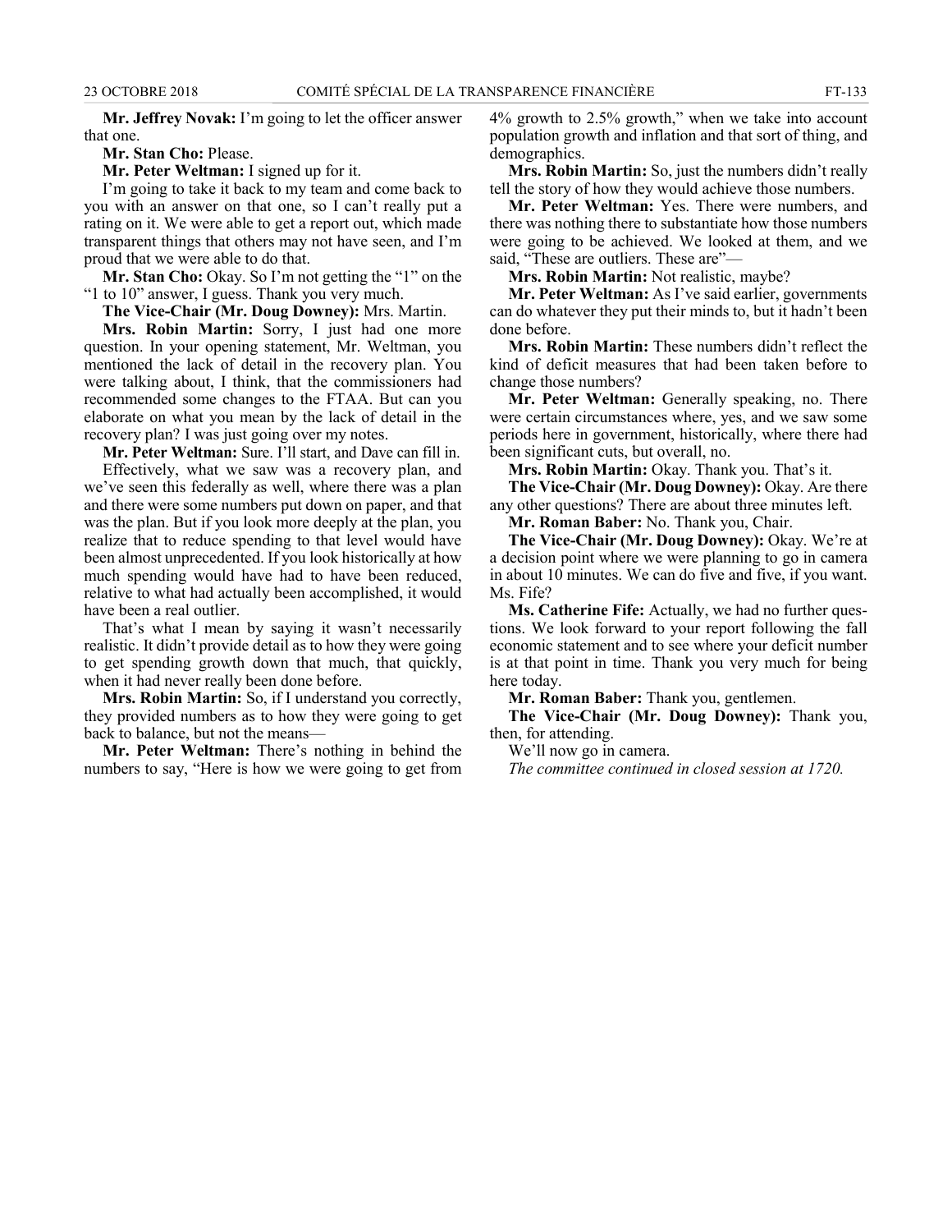**Mr. Jeffrey Novak:** I'm going to let the officer answer that one.

**Mr. Stan Cho:** Please.

**Mr. Peter Weltman:** I signed up for it.

I'm going to take it back to my team and come back to you with an answer on that one, so I can't really put a rating on it. We were able to get a report out, which made transparent things that others may not have seen, and I'm proud that we were able to do that.

**Mr. Stan Cho:** Okay. So I'm not getting the "1" on the "1 to 10" answer, I guess. Thank you very much.

**The Vice-Chair (Mr. Doug Downey):** Mrs. Martin.

**Mrs. Robin Martin:** Sorry, I just had one more question. In your opening statement, Mr. Weltman, you mentioned the lack of detail in the recovery plan. You were talking about, I think, that the commissioners had recommended some changes to the FTAA. But can you elaborate on what you mean by the lack of detail in the recovery plan? I was just going over my notes.

**Mr. Peter Weltman:** Sure. I'll start, and Dave can fill in.

Effectively, what we saw was a recovery plan, and we've seen this federally as well, where there was a plan and there were some numbers put down on paper, and that was the plan. But if you look more deeply at the plan, you realize that to reduce spending to that level would have been almost unprecedented. If you look historically at how much spending would have had to have been reduced, relative to what had actually been accomplished, it would have been a real outlier.

That's what I mean by saying it wasn't necessarily realistic. It didn't provide detail as to how they were going to get spending growth down that much, that quickly, when it had never really been done before.

**Mrs. Robin Martin:** So, if I understand you correctly, they provided numbers as to how they were going to get back to balance, but not the means—

**Mr. Peter Weltman:** There's nothing in behind the numbers to say, "Here is how we were going to get from 4% growth to 2.5% growth," when we take into account population growth and inflation and that sort of thing, and demographics.

**Mrs. Robin Martin:** So, just the numbers didn't really tell the story of how they would achieve those numbers.

**Mr. Peter Weltman:** Yes. There were numbers, and there was nothing there to substantiate how those numbers were going to be achieved. We looked at them, and we said, "These are outliers. These are"—

**Mrs. Robin Martin:** Not realistic, maybe?

**Mr. Peter Weltman:** As I've said earlier, governments can do whatever they put their minds to, but it hadn't been done before.

**Mrs. Robin Martin:** These numbers didn't reflect the kind of deficit measures that had been taken before to change those numbers?

**Mr. Peter Weltman:** Generally speaking, no. There were certain circumstances where, yes, and we saw some periods here in government, historically, where there had been significant cuts, but overall, no.

**Mrs. Robin Martin:** Okay. Thank you. That's it.

**The Vice-Chair (Mr. Doug Downey):** Okay. Are there any other questions? There are about three minutes left.

**Mr. Roman Baber:** No. Thank you, Chair.

**The Vice-Chair (Mr. Doug Downey):** Okay. We're at a decision point where we were planning to go in camera in about 10 minutes. We can do five and five, if you want. Ms. Fife?

**Ms. Catherine Fife:** Actually, we had no further questions. We look forward to your report following the fall economic statement and to see where your deficit number is at that point in time. Thank you very much for being here today.

**Mr. Roman Baber:** Thank you, gentlemen.

**The Vice-Chair (Mr. Doug Downey):** Thank you, then, for attending.

We'll now go in camera.

*The committee continued in closed session at 1720.*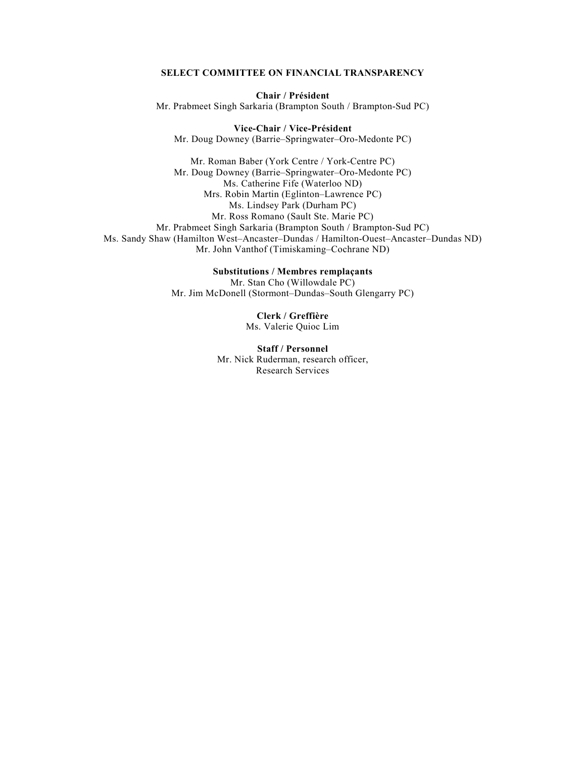**SELECT COMMITTEE ON FINANCIAL TRANSPARENCY**

**Chair / Président**
Mr. Prabmeet Singh Sarkaria (Brampton South / Brampton-Sud PC)

**Vice-Chair / Vice-Président**
Mr. Doug Downey (Barrie–Springwater–Oro-Medonte PC)

Mr. Roman Baber (York Centre / York-Centre PC)
Mr. Doug Downey (Barrie–Springwater–Oro-Medonte PC)
Ms. Catherine Fife (Waterloo ND)
Mrs. Robin Martin (Eglinton–Lawrence PC)
Ms. Lindsey Park (Durham PC)
Mr. Ross Romano (Sault Ste. Marie PC)
Mr. Prabmeet Singh Sarkaria (Brampton South / Brampton-Sud PC)
Ms. Sandy Shaw (Hamilton West–Ancaster–Dundas / Hamilton-Ouest–Ancaster–Dundas ND)
Mr. John Vanthof (Timiskaming–Cochrane ND)

**Substitutions / Membres remplaçants**
Mr. Stan Cho (Willowdale PC)
Mr. Jim McDonell (Stormont–Dundas–South Glengarry PC)

**Clerk / Greffière**
Ms. Valerie Quioc Lim

**Staff / Personnel**
Mr. Nick Ruderman, research officer,
Research Services